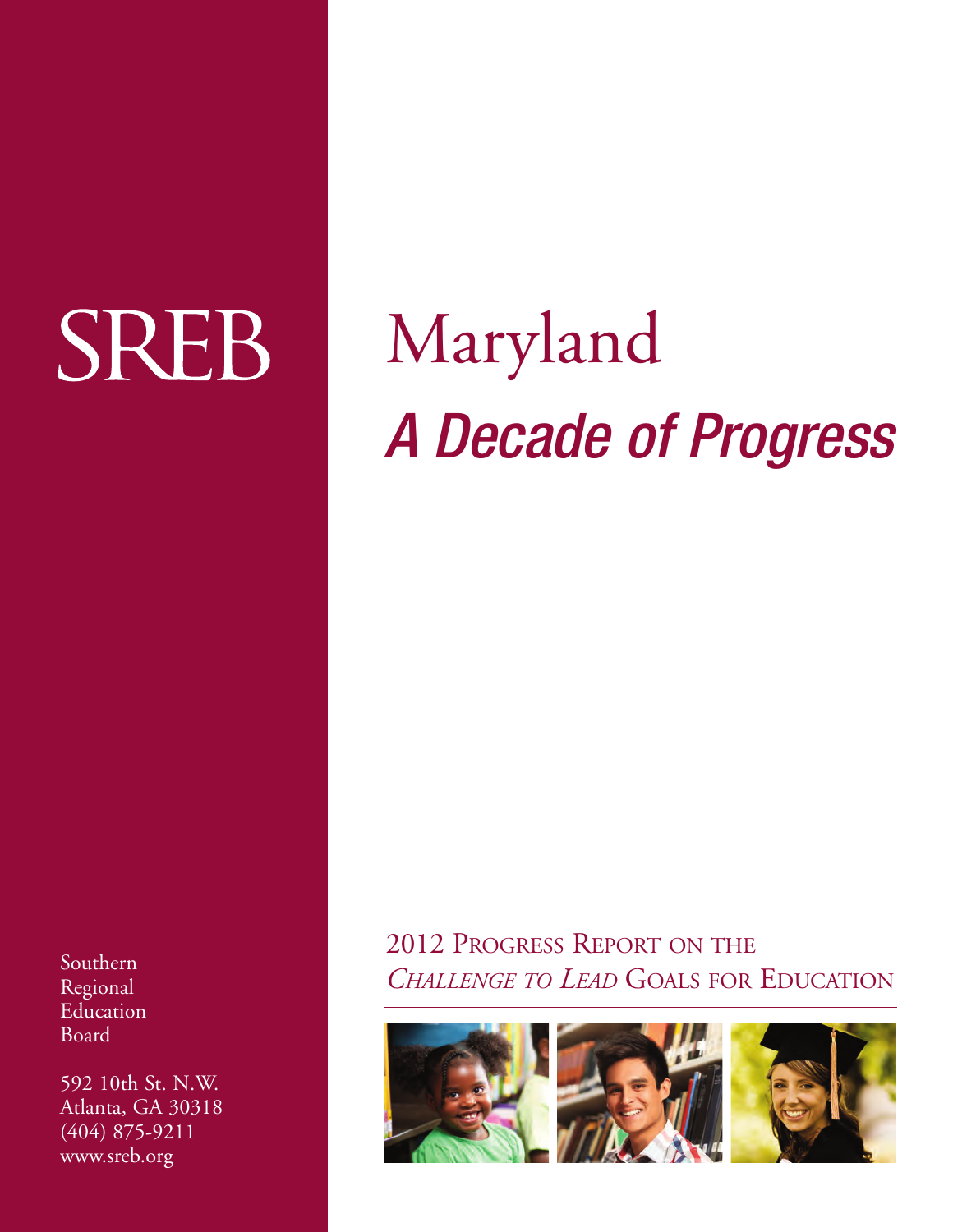# SREB

# Maryland

## *A Decade of Progress*

2012 Progress Report on the *Challenge to Lead* Goals for Education

Southern Regional Education Board

592 10th St. N.W.
Atlanta, GA 30318
(404) 875-9211
www.sreb.org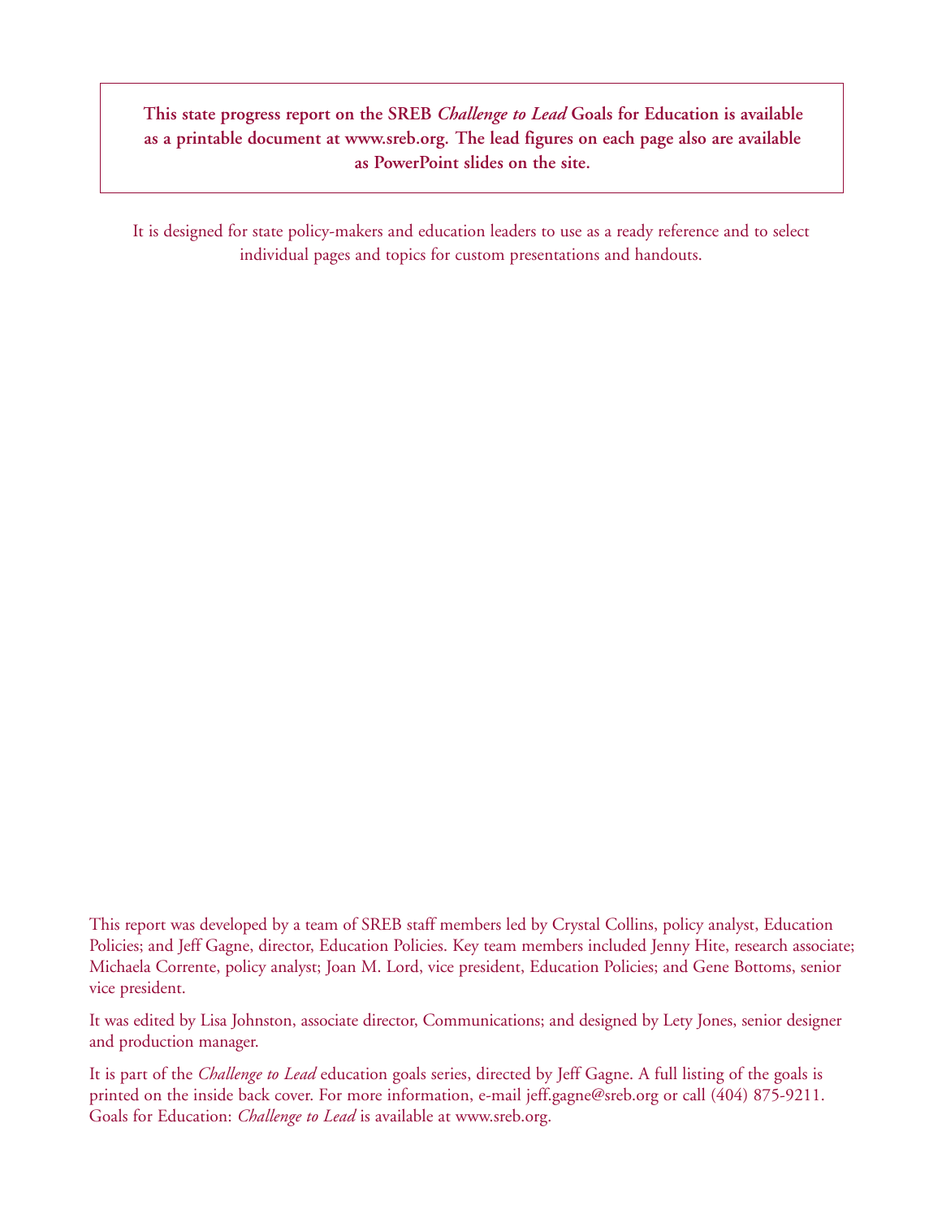**This state progress report on the SREB *Challenge to Lead* Goals for Education is available as a printable document at www.sreb.org. The lead figures on each page also are available as PowerPoint slides on the site.**

It is designed for state policy-makers and education leaders to use as a ready reference and to select individual pages and topics for custom presentations and handouts.

This report was developed by a team of SREB staff members led by Crystal Collins, policy analyst, Education Policies; and Jeff Gagne, director, Education Policies. Key team members included Jenny Hite, research associate; Michaela Corrente, policy analyst; Joan M. Lord, vice president, Education Policies; and Gene Bottoms, senior vice president.

It was edited by Lisa Johnston, associate director, Communications; and designed by Lety Jones, senior designer and production manager.

It is part of the *Challenge to Lead* education goals series, directed by Jeff Gagne. A full listing of the goals is printed on the inside back cover. For more information, e-mail jeff.gagne@sreb.org or call (404) 875-9211. Goals for Education: *Challenge to Lead* is available at www.sreb.org.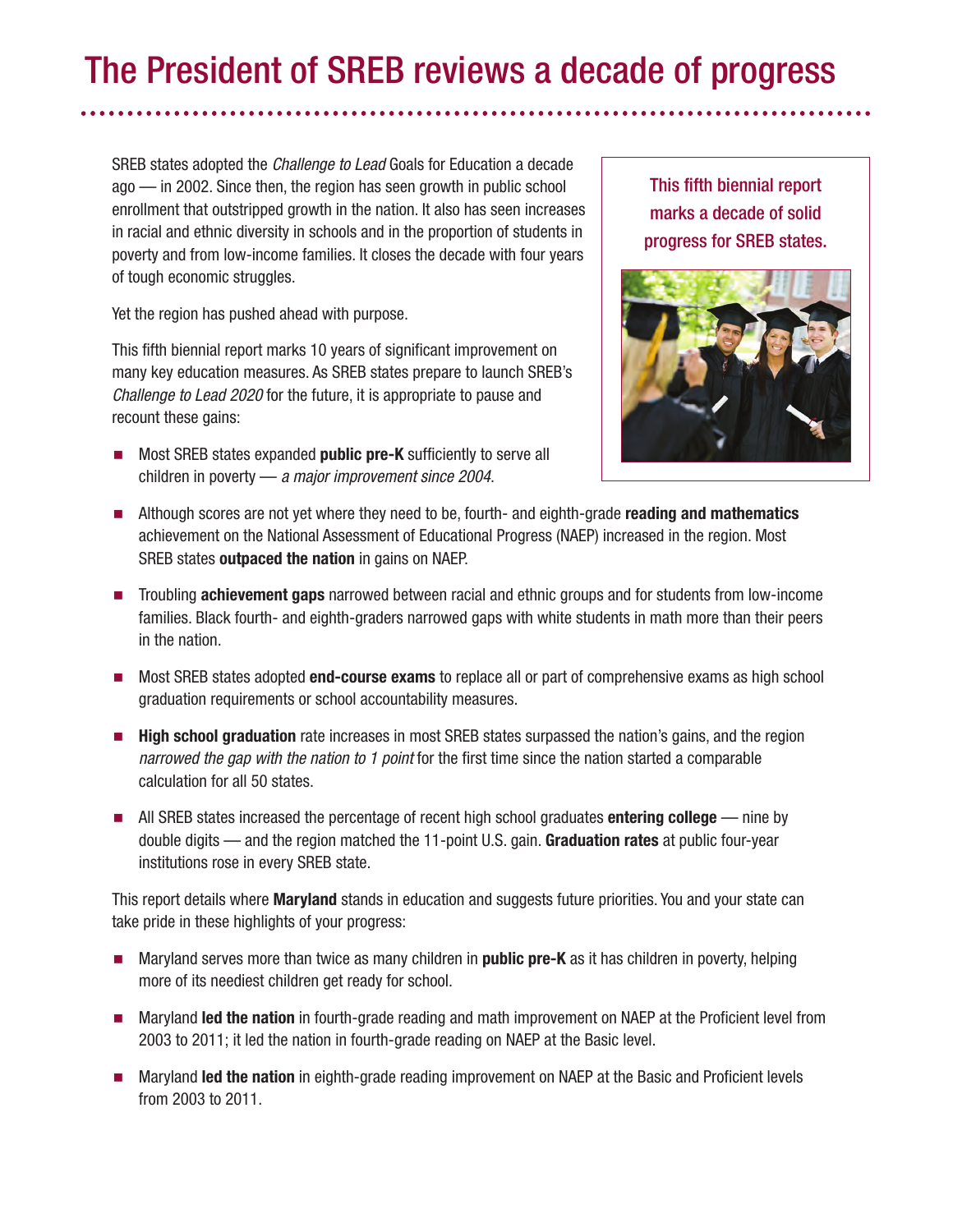# The President of SREB reviews a decade of progress

SREB states adopted the *Challenge to Lead* Goals for Education a decade ago — in 2002. Since then, the region has seen growth in public school enrollment that outstripped growth in the nation. It also has seen increases in racial and ethnic diversity in schools and in the proportion of students in poverty and from low-income families. It closes the decade with four years of tough economic struggles.

Yet the region has pushed ahead with purpose.

This fifth biennial report marks 10 years of significant improvement on many key education measures. As SREB states prepare to launch SREB's *Challenge to Lead 2020* for the future, it is appropriate to pause and recount these gains:

This fifth biennial report marks a decade of solid progress for SREB states.

- Most SREB states expanded **public pre-K** sufficiently to serve all children in poverty — *a major improvement since 2004*.
- Although scores are not yet where they need to be, fourth- and eighth-grade **reading and mathematics** achievement on the National Assessment of Educational Progress (NAEP) increased in the region. Most SREB states **outpaced the nation** in gains on NAEP.
- Troubling **achievement gaps** narrowed between racial and ethnic groups and for students from low-income families. Black fourth- and eighth-graders narrowed gaps with white students in math more than their peers in the nation.
- Most SREB states adopted **end-course exams** to replace all or part of comprehensive exams as high school graduation requirements or school accountability measures.
- **High school graduation** rate increases in most SREB states surpassed the nation's gains, and the region *narrowed the gap with the nation to 1 point* for the first time since the nation started a comparable calculation for all 50 states.
- All SREB states increased the percentage of recent high school graduates **entering college** — nine by double digits — and the region matched the 11-point U.S. gain. **Graduation rates** at public four-year institutions rose in every SREB state.

This report details where **Maryland** stands in education and suggests future priorities. You and your state can take pride in these highlights of your progress:

- Maryland serves more than twice as many children in **public pre-K** as it has children in poverty, helping more of its neediest children get ready for school.
- Maryland **led the nation** in fourth-grade reading and math improvement on NAEP at the Proficient level from 2003 to 2011; it led the nation in fourth-grade reading on NAEP at the Basic level.
- Maryland **led the nation** in eighth-grade reading improvement on NAEP at the Basic and Proficient levels from 2003 to 2011.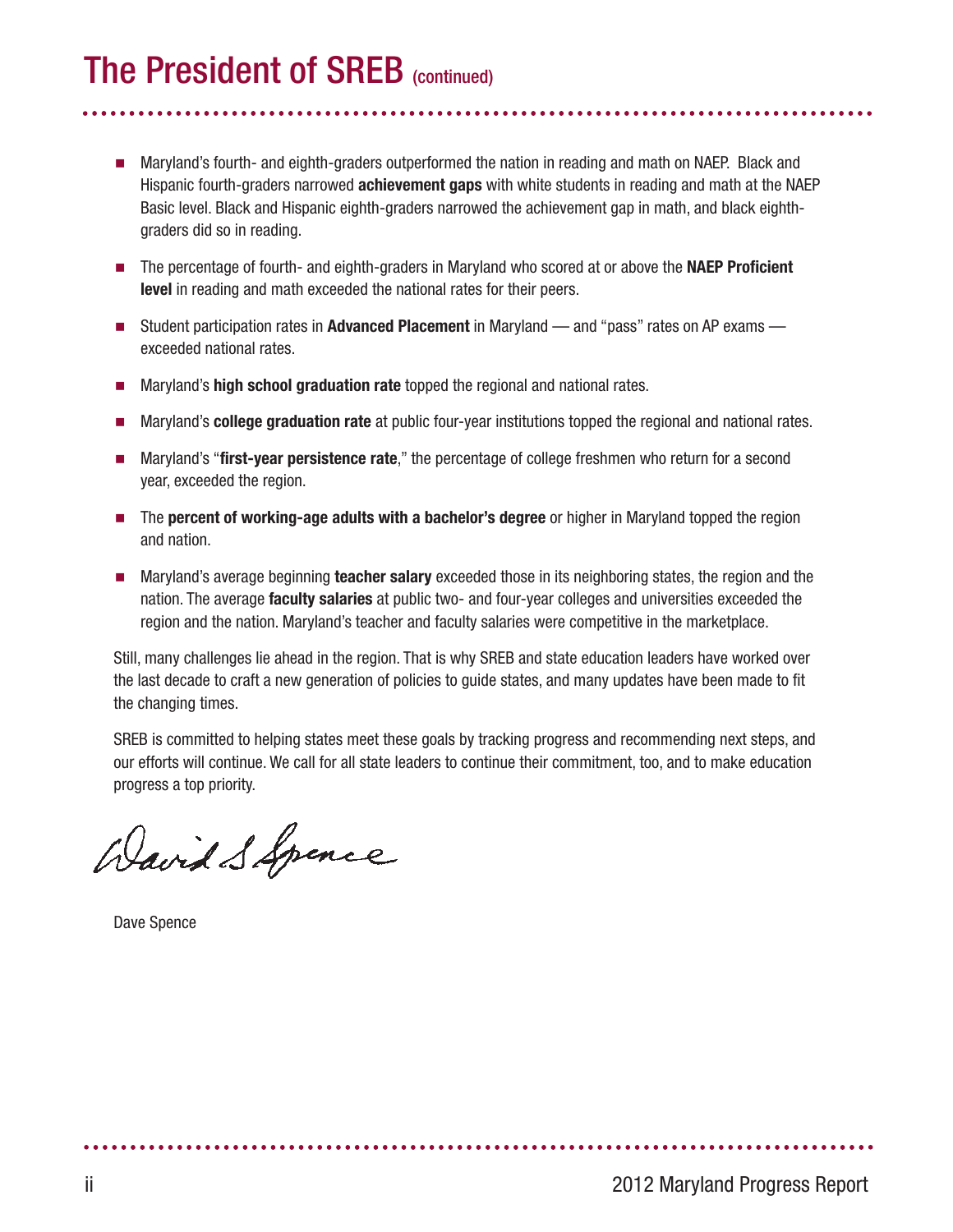# The President of SREB (continued)

- Maryland's fourth- and eighth-graders outperformed the nation in reading and math on NAEP. Black and Hispanic fourth-graders narrowed **achievement gaps** with white students in reading and math at the NAEP Basic level. Black and Hispanic eighth-graders narrowed the achievement gap in math, and black eighth-graders did so in reading.
- The percentage of fourth- and eighth-graders in Maryland who scored at or above the **NAEP Proficient level** in reading and math exceeded the national rates for their peers.
- Student participation rates in **Advanced Placement** in Maryland — and "pass" rates on AP exams — exceeded national rates.
- Maryland's **high school graduation rate** topped the regional and national rates.
- Maryland's **college graduation rate** at public four-year institutions topped the regional and national rates.
- Maryland's "**first-year persistence rate**," the percentage of college freshmen who return for a second year, exceeded the region.
- The **percent of working-age adults with a bachelor's degree** or higher in Maryland topped the region and nation.
- Maryland's average beginning **teacher salary** exceeded those in its neighboring states, the region and the nation. The average **faculty salaries** at public two- and four-year colleges and universities exceeded the region and the nation. Maryland's teacher and faculty salaries were competitive in the marketplace.

Still, many challenges lie ahead in the region. That is why SREB and state education leaders have worked over the last decade to craft a new generation of policies to guide states, and many updates have been made to fit the changing times.

SREB is committed to helping states meet these goals by tracking progress and recommending next steps, and our efforts will continue. We call for all state leaders to continue their commitment, too, and to make education progress a top priority.

David S Spence

Dave Spence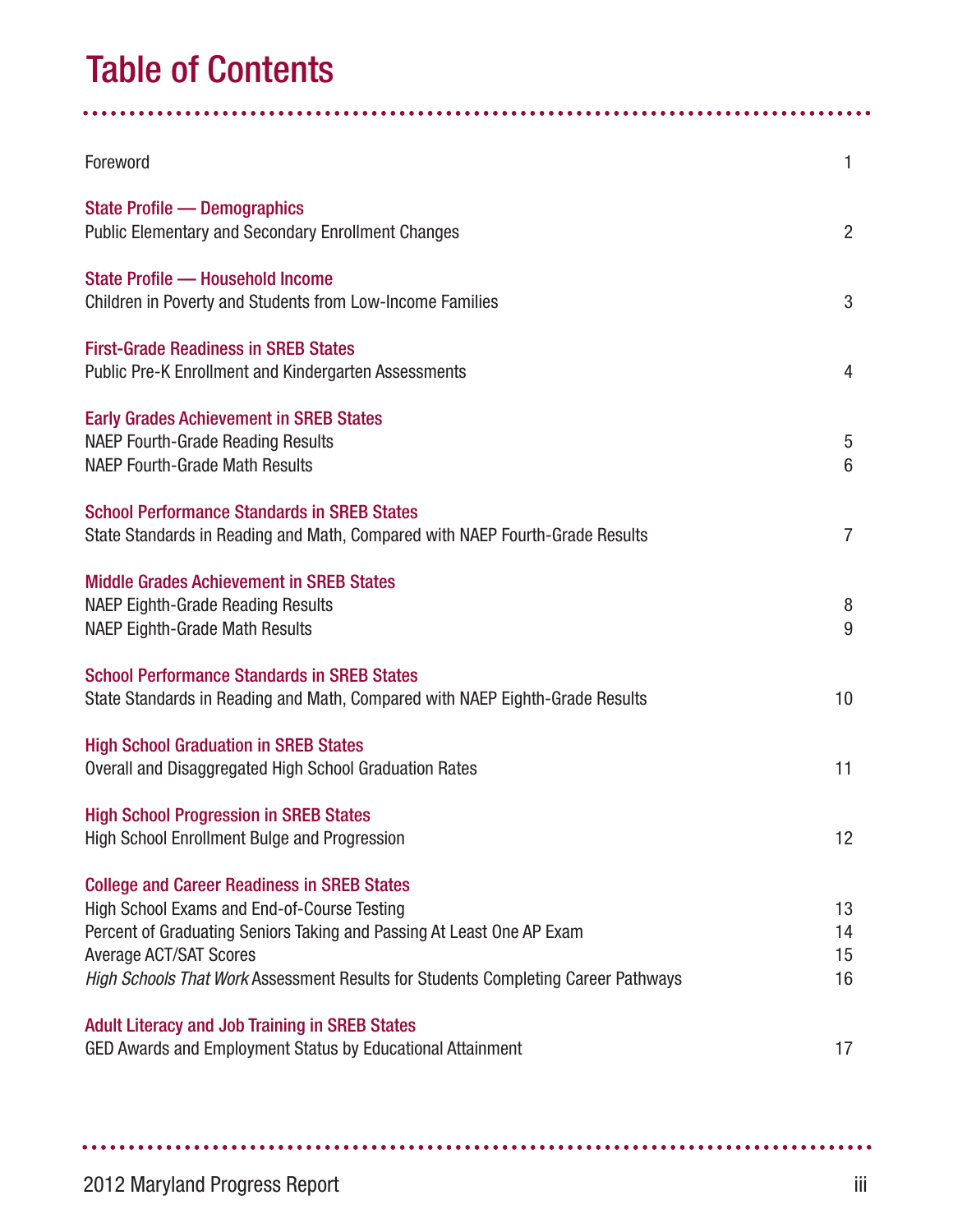# Table of Contents

| | |
|---|---|
| Foreword | 1 |
| **State Profile — Demographics** | |
| Public Elementary and Secondary Enrollment Changes | 2 |
| **State Profile — Household Income** | |
| Children in Poverty and Students from Low-Income Families | 3 |
| **First-Grade Readiness in SREB States** | |
| Public Pre-K Enrollment and Kindergarten Assessments | 4 |
| **Early Grades Achievement in SREB States** | |
| NAEP Fourth-Grade Reading Results | 5 |
| NAEP Fourth-Grade Math Results | 6 |
| **School Performance Standards in SREB States** | |
| State Standards in Reading and Math, Compared with NAEP Fourth-Grade Results | 7 |
| **Middle Grades Achievement in SREB States** | |
| NAEP Eighth-Grade Reading Results | 8 |
| NAEP Eighth-Grade Math Results | 9 |
| **School Performance Standards in SREB States** | |
| State Standards in Reading and Math, Compared with NAEP Eighth-Grade Results | 10 |
| **High School Graduation in SREB States** | |
| Overall and Disaggregated High School Graduation Rates | 11 |
| **High School Progression in SREB States** | |
| High School Enrollment Bulge and Progression | 12 |
| **College and Career Readiness in SREB States** | |
| High School Exams and End-of-Course Testing | 13 |
| Percent of Graduating Seniors Taking and Passing At Least One AP Exam | 14 |
| Average ACT/SAT Scores | 15 |
| *High Schools That Work* Assessment Results for Students Completing Career Pathways | 16 |
| **Adult Literacy and Job Training in SREB States** | |
| GED Awards and Employment Status by Educational Attainment | 17 |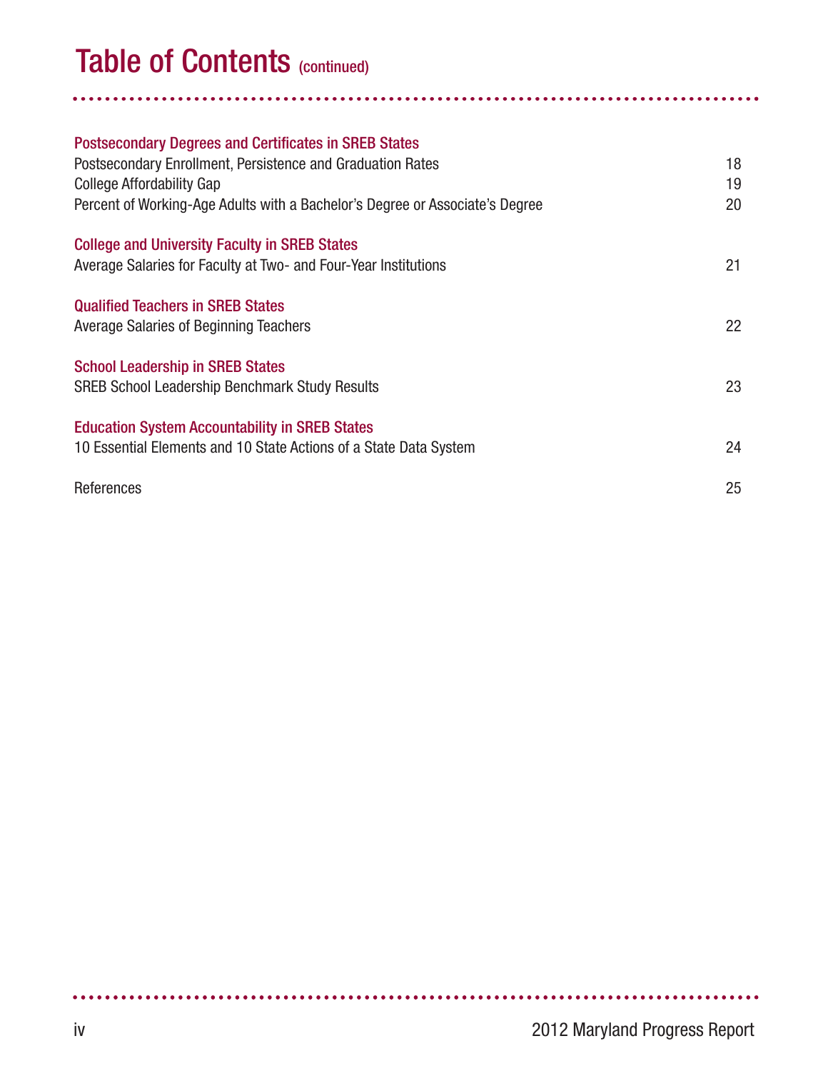# Table of Contents (continued)

**Postsecondary Degrees and Certificates in SREB States**

| | |
|---|---|
| Postsecondary Enrollment, Persistence and Graduation Rates | 18 |
| College Affordability Gap | 19 |
| Percent of Working-Age Adults with a Bachelor's Degree or Associate's Degree | 20 |

**College and University Faculty in SREB States**

| | |
|---|---|
| Average Salaries for Faculty at Two- and Four-Year Institutions | 21 |

**Qualified Teachers in SREB States**

| | |
|---|---|
| Average Salaries of Beginning Teachers | 22 |

**School Leadership in SREB States**

| | |
|---|---|
| SREB School Leadership Benchmark Study Results | 23 |

**Education System Accountability in SREB States**

| | |
|---|---|
| 10 Essential Elements and 10 State Actions of a State Data System | 24 |

| | |
|---|---|
| References | 25 |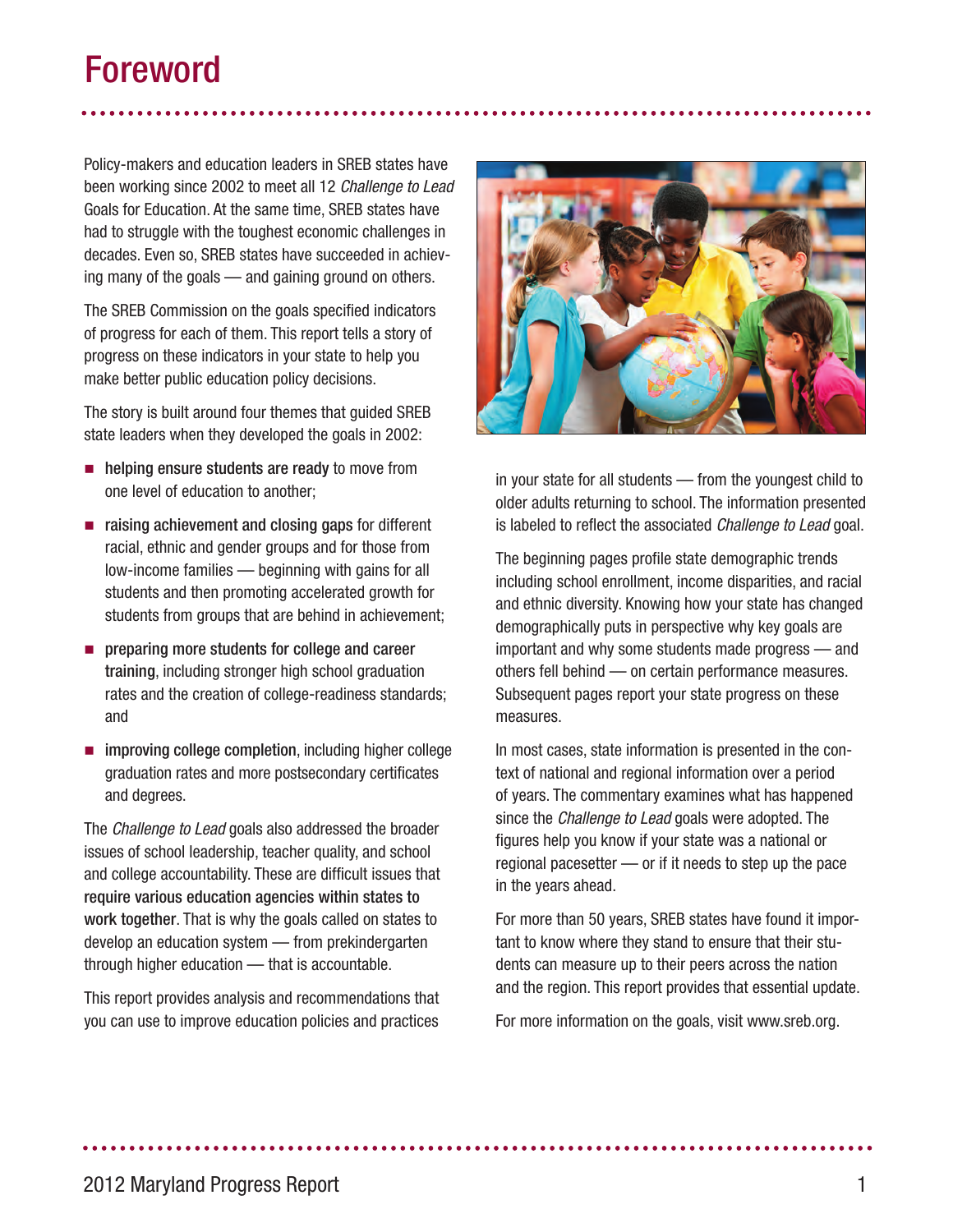# Foreword

Policy-makers and education leaders in SREB states have been working since 2002 to meet all 12 *Challenge to Lead* Goals for Education. At the same time, SREB states have had to struggle with the toughest economic challenges in decades. Even so, SREB states have succeeded in achieving many of the goals — and gaining ground on others.

The SREB Commission on the goals specified indicators of progress for each of them. This report tells a story of progress on these indicators in your state to help you make better public education policy decisions.

The story is built around four themes that guided SREB state leaders when they developed the goals in 2002:

- **helping ensure students are ready** to move from one level of education to another;
- **raising achievement and closing gaps** for different racial, ethnic and gender groups and for those from low-income families — beginning with gains for all students and then promoting accelerated growth for students from groups that are behind in achievement;
- **preparing more students for college and career training**, including stronger high school graduation rates and the creation of college-readiness standards; and
- **improving college completion**, including higher college graduation rates and more postsecondary certificates and degrees.

The *Challenge to Lead* goals also addressed the broader issues of school leadership, teacher quality, and school and college accountability. These are difficult issues that **require various education agencies within states to work together**. That is why the goals called on states to develop an education system — from prekindergarten through higher education — that is accountable.

This report provides analysis and recommendations that you can use to improve education policies and practices in your state for all students — from the youngest child to older adults returning to school. The information presented is labeled to reflect the associated *Challenge to Lead* goal.

The beginning pages profile state demographic trends including school enrollment, income disparities, and racial and ethnic diversity. Knowing how your state has changed demographically puts in perspective why key goals are important and why some students made progress — and others fell behind — on certain performance measures. Subsequent pages report your state progress on these measures.

In most cases, state information is presented in the context of national and regional information over a period of years. The commentary examines what has happened since the *Challenge to Lead* goals were adopted. The figures help you know if your state was a national or regional pacesetter — or if it needs to step up the pace in the years ahead.

For more than 50 years, SREB states have found it important to know where they stand to ensure that their students can measure up to their peers across the nation and the region. This report provides that essential update.

For more information on the goals, visit www.sreb.org.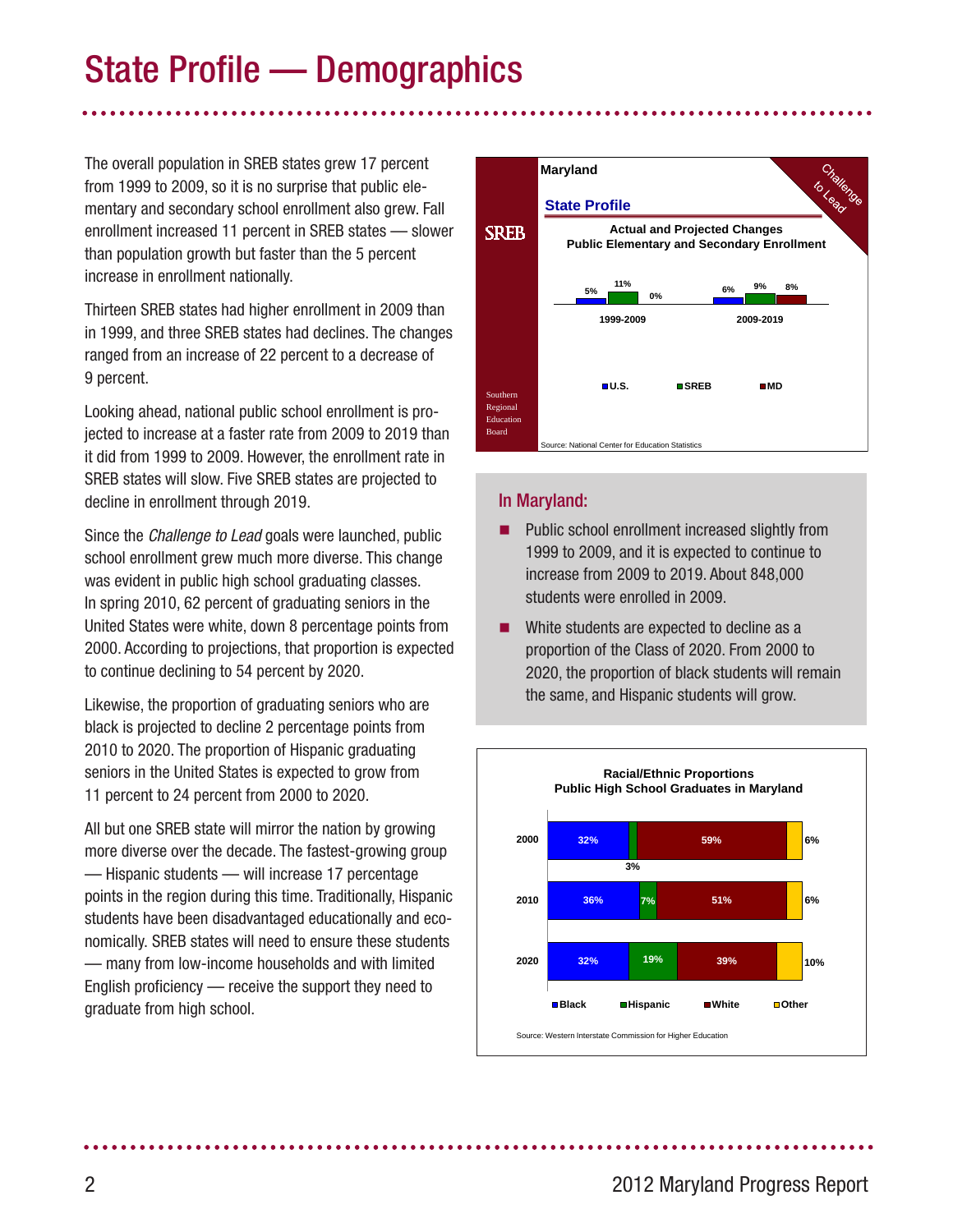# State Profile — Demographics

The overall population in SREB states grew 17 percent from 1999 to 2009, so it is no surprise that public elementary and secondary school enrollment also grew. Fall enrollment increased 11 percent in SREB states — slower than population growth but faster than the 5 percent increase in enrollment nationally.

Thirteen SREB states had higher enrollment in 2009 than in 1999, and three SREB states had declines. The changes ranged from an increase of 22 percent to a decrease of 9 percent.

Looking ahead, national public school enrollment is projected to increase at a faster rate from 2009 to 2019 than it did from 1999 to 2009. However, the enrollment rate in SREB states will slow. Five SREB states are projected to decline in enrollment through 2019.

Since the *Challenge to Lead* goals were launched, public school enrollment grew much more diverse. This change was evident in public high school graduating classes. In spring 2010, 62 percent of graduating seniors in the United States were white, down 8 percentage points from 2000. According to projections, that proportion is expected to continue declining to 54 percent by 2020.

Likewise, the proportion of graduating seniors who are black is projected to decline 2 percentage points from 2010 to 2020. The proportion of Hispanic graduating seniors in the United States is expected to grow from 11 percent to 24 percent from 2000 to 2020.

All but one SREB state will mirror the nation by growing more diverse over the decade. The fastest-growing group — Hispanic students — will increase 17 percentage points in the region during this time. Traditionally, Hispanic students have been disadvantaged educationally and economically. SREB states will need to ensure these students — many from low-income households and with limited English proficiency — receive the support they need to graduate from high school.

**Maryland — State Profile**

**Actual and Projected Changes Public Elementary and Secondary School Enrollment**

| | U.S. | SREB | MD |
|---|---|---|---|
| 1999-2009 | 5% | 11% | 0% |
| 2009-2019 | 6% | 9% | 8% |

Source: National Center for Education Statistics

## In Maryland:

- Public school enrollment increased slightly from 1999 to 2009, and it is expected to continue to increase from 2009 to 2019. About 848,000 students were enrolled in 2009.
- White students are expected to decline as a proportion of the Class of 2020. From 2000 to 2020, the proportion of black students will remain the same, and Hispanic students will grow.

**Racial/Ethnic Proportions Public High School Graduates in Maryland**

| | Black | Hispanic | White | Other |
|---|---|---|---|---|
| 2000 | 32% | 3% | 59% | 6% |
| 2010 | 36% | 7% | 51% | 6% |
| 2020 | 32% | 19% | 39% | 10% |

Source: Western Interstate Commission for Higher Education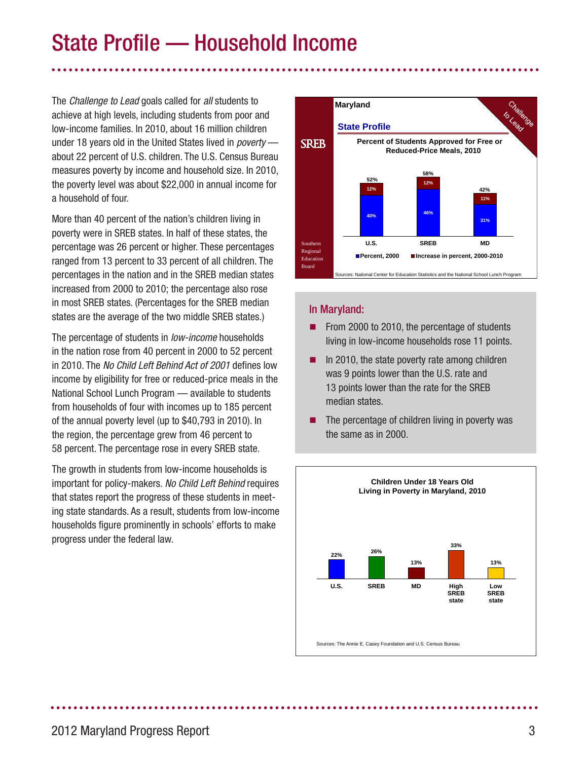# State Profile — Household Income

The *Challenge to Lead* goals called for *all* students to achieve at high levels, including students from poor and low-income families. In 2010, about 16 million children under 18 years old in the United States lived in *poverty* — about 22 percent of U.S. children. The U.S. Census Bureau measures poverty by income and household size. In 2010, the poverty level was about $22,000 in annual income for a household of four.

More than 40 percent of the nation's children living in poverty were in SREB states. In half of these states, the percentage was 26 percent or higher. These percentages ranged from 13 percent to 33 percent of all children. The percentages in the nation and in the SREB median states increased from 2000 to 2010; the percentage also rose in most SREB states. (Percentages for the SREB median states are the average of the two middle SREB states.)

The percentage of students in *low-income* households in the nation rose from 40 percent in 2000 to 52 percent in 2010. The *No Child Left Behind Act of 2001* defines low income by eligibility for free or reduced-price meals in the National School Lunch Program — available to students from households of four with incomes up to 185 percent of the annual poverty level (up to $40,793 in 2010). In the region, the percentage grew from 46 percent to 58 percent. The percentage rose in every SREB state.

The growth in students from low-income households is important for policy-makers. *No Child Left Behind* requires that states report the progress of these students in meeting state standards. As a result, students from low-income households figure prominently in schools' efforts to make progress under the federal law.

**Maryland**

**State Profile**

**Percent of Students Approved for Free or Reduced-Price Meals, 2010**

| | Percent, 2000 | Increase in percent, 2000-2010 | Total 2010 |
|---|---|---|---|
| U.S. | 40% | 12% | 52% |
| SREB | 46% | 12% | 58% |
| MD | 31% | 11% | 42% |

Sources: National Center for Education Statistics and the National School Lunch Program

## In Maryland:

- From 2000 to 2010, the percentage of students living in low-income households rose 11 points.
- In 2010, the state poverty rate among children was 9 points lower than the U.S. rate and 13 points lower than the rate for the SREB median states.
- The percentage of children living in poverty was the same as in 2000.

**Children Under 18 Years Old Living in Poverty in Maryland, 2010**

| U.S. | SREB | MD | High SREB state | Low SREB state |
|---|---|---|---|---|
| 22% | 26% | 13% | 33% | 13% |

Sources: The Annie E. Casey Foundation and U.S. Census Bureau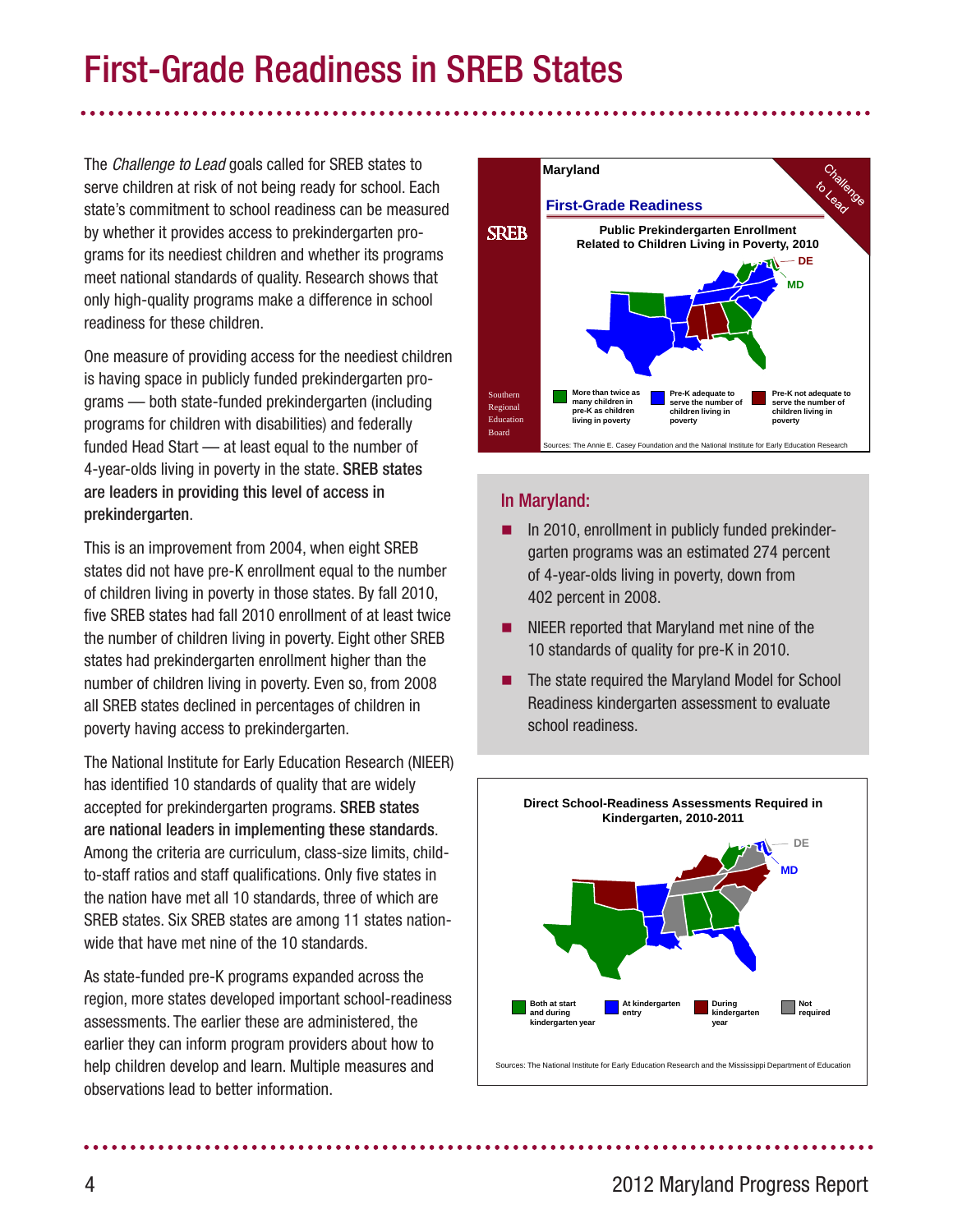# First-Grade Readiness in SREB States

The *Challenge to Lead* goals called for SREB states to serve children at risk of not being ready for school. Each state's commitment to school readiness can be measured by whether it provides access to prekindergarten programs for its neediest children and whether its programs meet national standards of quality. Research shows that only high-quality programs make a difference in school readiness for these children.

One measure of providing access for the neediest children is having space in publicly funded prekindergarten programs — both state-funded prekindergarten (including programs for children with disabilities) and federally funded Head Start — at least equal to the number of 4-year-olds living in poverty in the state. **SREB states are leaders in providing this level of access in prekindergarten**.

This is an improvement from 2004, when eight SREB states did not have pre-K enrollment equal to the number of children living in poverty in those states. By fall 2010, five SREB states had fall 2010 enrollment of at least twice the number of children living in poverty. Eight other SREB states had prekindergarten enrollment higher than the number of children living in poverty. Even so, from 2008 all SREB states declined in percentages of children in poverty having access to prekindergarten.

The National Institute for Early Education Research (NIEER) has identified 10 standards of quality that are widely accepted for prekindergarten programs. **SREB states are national leaders in implementing these standards**. Among the criteria are curriculum, class-size limits, child-to-staff ratios and staff qualifications. Only five states in the nation have met all 10 standards, three of which are SREB states. Six SREB states are among 11 states nationwide that have met nine of the 10 standards.

As state-funded pre-K programs expanded across the region, more states developed important school-readiness assessments. The earlier these are administered, the earlier they can inform program providers about how to help children develop and learn. Multiple measures and observations lead to better information.

**Maryland**

**First-Grade Readiness**

**Public Prekindergarten Enrollment Related to Children Living in Poverty, 2010**

Legend: More than twice as many children in pre-K as children living in poverty; Pre-K adequate to serve the number of children living in poverty; Pre-K not adequate to serve the number of children living in poverty

Sources: The Annie E. Casey Foundation and the National Institute for Early Education Research

## In Maryland:

- In 2010, enrollment in publicly funded prekindergarten programs was an estimated 274 percent of 4-year-olds living in poverty, down from 402 percent in 2008.
- NIEER reported that Maryland met nine of the 10 standards of quality for pre-K in 2010.
- The state required the Maryland Model for School Readiness kindergarten assessment to evaluate school readiness.

**Direct School-Readiness Assessments Required in Kindergarten, 2010-2011**

Legend: Both at start and during kindergarten year; At kindergarten entry; During kindergarten year; Not required

Sources: The National Institute for Early Education Research and the Mississippi Department of Education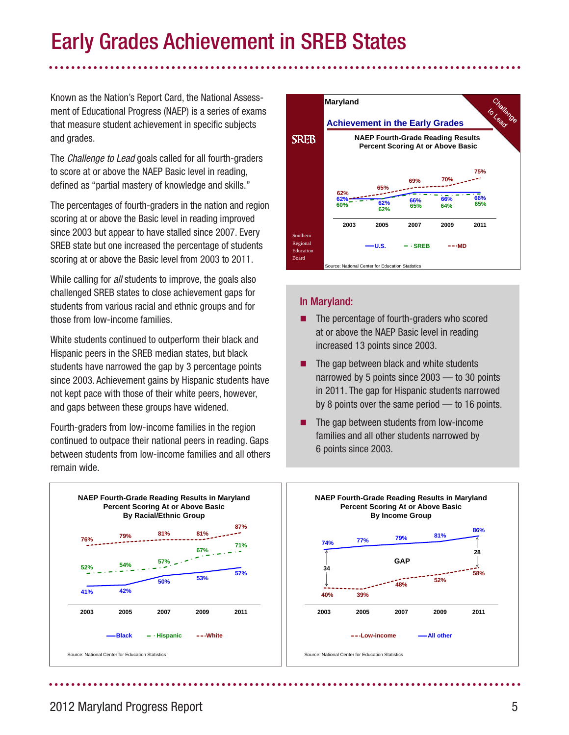# Early Grades Achievement in SREB States

Known as the Nation's Report Card, the National Assessment of Educational Progress (NAEP) is a series of exams that measure student achievement in specific subjects and grades.

The *Challenge to Lead* goals called for all fourth-graders to score at or above the NAEP Basic level in reading, defined as "partial mastery of knowledge and skills."

The percentages of fourth-graders in the nation and region scoring at or above the Basic level in reading improved since 2003 but appear to have stalled since 2007. Every SREB state but one increased the percentage of students scoring at or above the Basic level from 2003 to 2011.

While calling for *all* students to improve, the goals also challenged SREB states to close achievement gaps for students from various racial and ethnic groups and for those from low-income families.

White students continued to outperform their black and Hispanic peers in the SREB median states, but black students have narrowed the gap by 3 percentage points since 2003. Achievement gains by Hispanic students have not kept pace with those of their white peers, however, and gaps between these groups have widened.

Fourth-graders from low-income families in the region continued to outpace their national peers in reading. Gaps between students from low-income families and all others remain wide.

**Maryland — Achievement in the Early Grades**

**NAEP Fourth-Grade Reading Results — Percent Scoring At or Above Basic**

| | 2003 | 2005 | 2007 | 2009 | 2011 |
|---|---|---|---|---|---|
| U.S. | 62% | 62% | 66% | 66% | 66% |
| SREB | 60% | 62% | 65% | 64% | 65% |
| MD | 62% | 65% | 69% | 70% | 75% |

Source: National Center for Education Statistics

## In Maryland:

- The percentage of fourth-graders who scored at or above the NAEP Basic level in reading increased 13 points since 2003.
- The gap between black and white students narrowed by 5 points since 2003 — to 30 points in 2011. The gap for Hispanic students narrowed by 8 points over the same period — to 16 points.
- The gap between students from low-income families and all other students narrowed by 6 points since 2003.

**NAEP Fourth-Grade Reading Results in Maryland — Percent Scoring At or Above Basic — By Racial/Ethnic Group**

| | 2003 | 2005 | 2007 | 2009 | 2011 |
|---|---|---|---|---|---|
| Black | 41% | 42% | 50% | 53% | 57% |
| Hispanic | 52% | 54% | 57% | 67% | 71% |
| White | 76% | 79% | 81% | 81% | 87% |

Source: National Center for Education Statistics

**NAEP Fourth-Grade Reading Results in Maryland — Percent Scoring At or Above Basic — By Income Group**

| | 2003 | 2005 | 2007 | 2009 | 2011 |
|---|---|---|---|---|---|
| Low-income | 40% | 39% | 48% | 52% | 58% |
| All other | 74% | 77% | 79% | 81% | 86% |
| Gap | 34 | | | | 28 |

Source: National Center for Education Statistics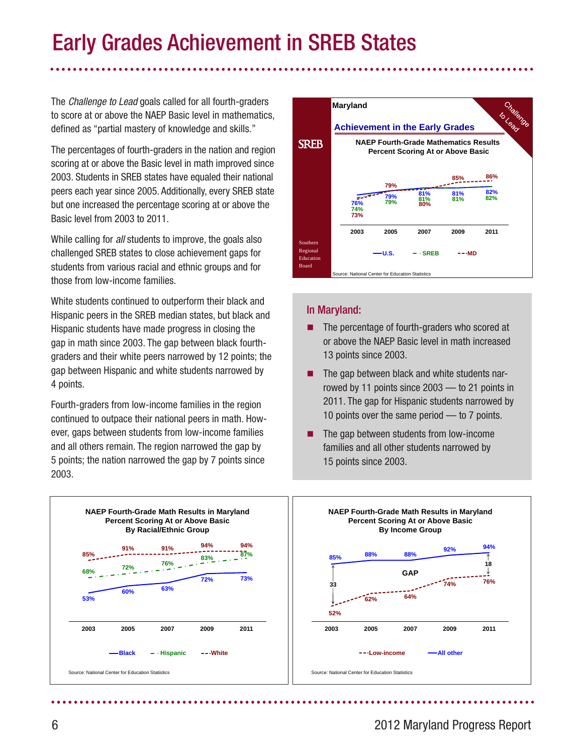# Early Grades Achievement in SREB States

The *Challenge to Lead* goals called for all fourth-graders to score at or above the NAEP Basic level in mathematics, defined as "partial mastery of knowledge and skills."

The percentages of fourth-graders in the nation and region scoring at or above the Basic level in math improved since 2003. Students in SREB states have equaled their national peers each year since 2005. Additionally, every SREB state but one increased the percentage scoring at or above the Basic level from 2003 to 2011.

While calling for *all* students to improve, the goals also challenged SREB states to close achievement gaps for students from various racial and ethnic groups and for those from low-income families.

White students continued to outperform their black and Hispanic peers in the SREB median states, but black and Hispanic students have made progress in closing the gap in math since 2003. The gap between black fourth-graders and their white peers narrowed by 12 points; the gap between Hispanic and white students narrowed by 4 points.

Fourth-graders from low-income families in the region continued to outpace their national peers in math. However, gaps between students from low-income families and all others remain. The region narrowed the gap by 5 points; the nation narrowed the gap by 7 points since 2003.

**Maryland — Achievement in the Early Grades**

**NAEP Fourth-Grade Mathematics Results — Percent Scoring At or Above Basic**

| | 2003 | 2005 | 2007 | 2009 | 2011 |
|---|---|---|---|---|---|
| U.S. | 76% | 79% | 81% | 81% | 82% |
| SREB | 74% | 79% | 81% | 81% | 82% |
| MD | 73% | 79% | 80% | 85% | 86% |

Source: National Center for Education Statistics

## In Maryland:

- The percentage of fourth-graders who scored at or above the NAEP Basic level in math increased 13 points since 2003.
- The gap between black and white students narrowed by 11 points since 2003 — to 21 points in 2011. The gap for Hispanic students narrowed by 10 points over the same period — to 7 points.
- The gap between students from low-income families and all other students narrowed by 15 points since 2003.

**NAEP Fourth-Grade Math Results in Maryland — Percent Scoring At or Above Basic — By Racial/Ethnic Group**

| | 2003 | 2005 | 2007 | 2009 | 2011 |
|---|---|---|---|---|---|
| Black | 53% | 60% | 63% | 72% | 73% |
| Hispanic | 68% | 72% | 76% | 83% | 87% |
| White | 85% | 91% | 91% | 94% | 94% |

Source: National Center for Education Statistics

**NAEP Fourth-Grade Math Results in Maryland — Percent Scoring At or Above Basic — By Income Group**

| | 2003 | 2005 | 2007 | 2009 | 2011 |
|---|---|---|---|---|---|
| Low-income | 52% | 62% | 64% | 74% | 76% |
| All other | 85% | 88% | 88% | 92% | 94% |
| GAP | 33 | | | | 18 |

Source: National Center for Education Statistics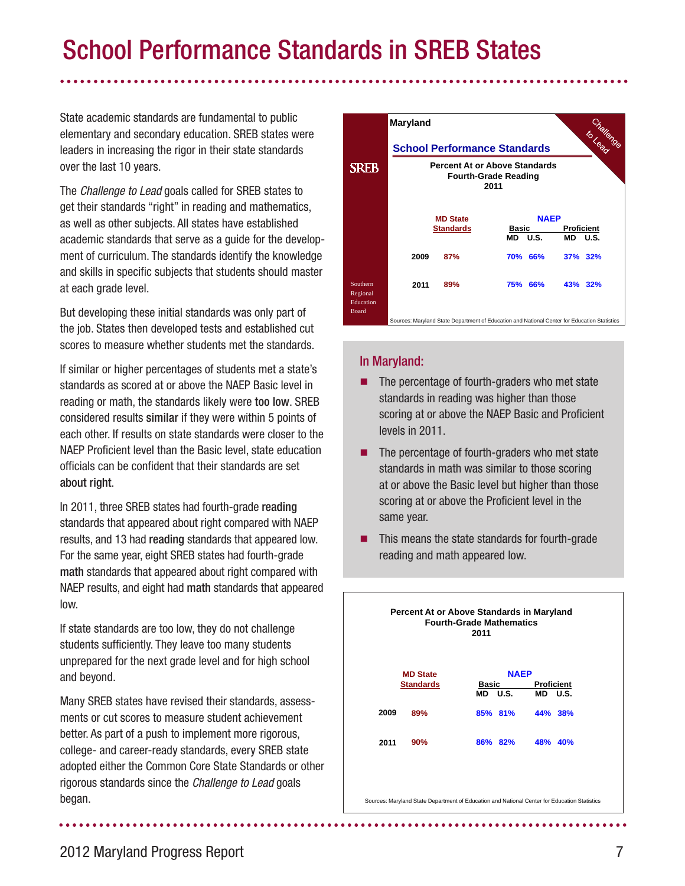# School Performance Standards in SREB States

State academic standards are fundamental to public elementary and secondary education. SREB states were leaders in increasing the rigor in their state standards over the last 10 years.

The *Challenge to Lead* goals called for SREB states to get their standards "right" in reading and mathematics, as well as other subjects. All states have established academic standards that serve as a guide for the development of curriculum. The standards identify the knowledge and skills in specific subjects that students should master at each grade level.

But developing these initial standards was only part of the job. States then developed tests and established cut scores to measure whether students met the standards.

If similar or higher percentages of students met a state's standards as scored at or above the NAEP Basic level in reading or math, the standards likely were **too low**. SREB considered results **similar** if they were within 5 points of each other. If results on state standards were closer to the NAEP Proficient level than the Basic level, state education officials can be confident that their standards are set **about right**.

In 2011, three SREB states had fourth-grade **reading** standards that appeared about right compared with NAEP results, and 13 had **reading** standards that appeared low. For the same year, eight SREB states had fourth-grade **math** standards that appeared about right compared with NAEP results, and eight had **math** standards that appeared low.

If state standards are too low, they do not challenge students sufficiently. They leave too many students unprepared for the next grade level and for high school and beyond.

Many SREB states have revised their standards, assessments or cut scores to measure student achievement better. As part of a push to implement more rigorous, college- and career-ready standards, every SREB state adopted either the Common Core State Standards or other rigorous standards since the *Challenge to Lead* goals began.

**Maryland**

**School Performance Standards**

**Percent At or Above Standards Fourth-Grade Reading 2011**

| | MD State Standards | NAEP Basic MD | NAEP Basic U.S. | NAEP Proficient MD | NAEP Proficient U.S. |
|---|---|---|---|---|---|
| 2009 | 87% | 70% | 66% | 37% | 32% |
| 2011 | 89% | 75% | 66% | 43% | 32% |

Sources: Maryland State Department of Education and National Center for Education Statistics

## In Maryland:

- The percentage of fourth-graders who met state standards in reading was higher than those scoring at or above the NAEP Basic and Proficient levels in 2011.
- The percentage of fourth-graders who met state standards in math was similar to those scoring at or above the Basic level but higher than those scoring at or above the Proficient level in the same year.
- This means the state standards for fourth-grade reading and math appeared low.

**Percent At or Above Standards in Maryland Fourth-Grade Mathematics 2011**

| | MD State Standards | NAEP Basic MD | NAEP Basic U.S. | NAEP Proficient MD | NAEP Proficient U.S. |
|---|---|---|---|---|---|
| 2009 | 89% | 85% | 81% | 44% | 38% |
| 2011 | 90% | 86% | 82% | 48% | 40% |

Sources: Maryland State Department of Education and National Center for Education Statistics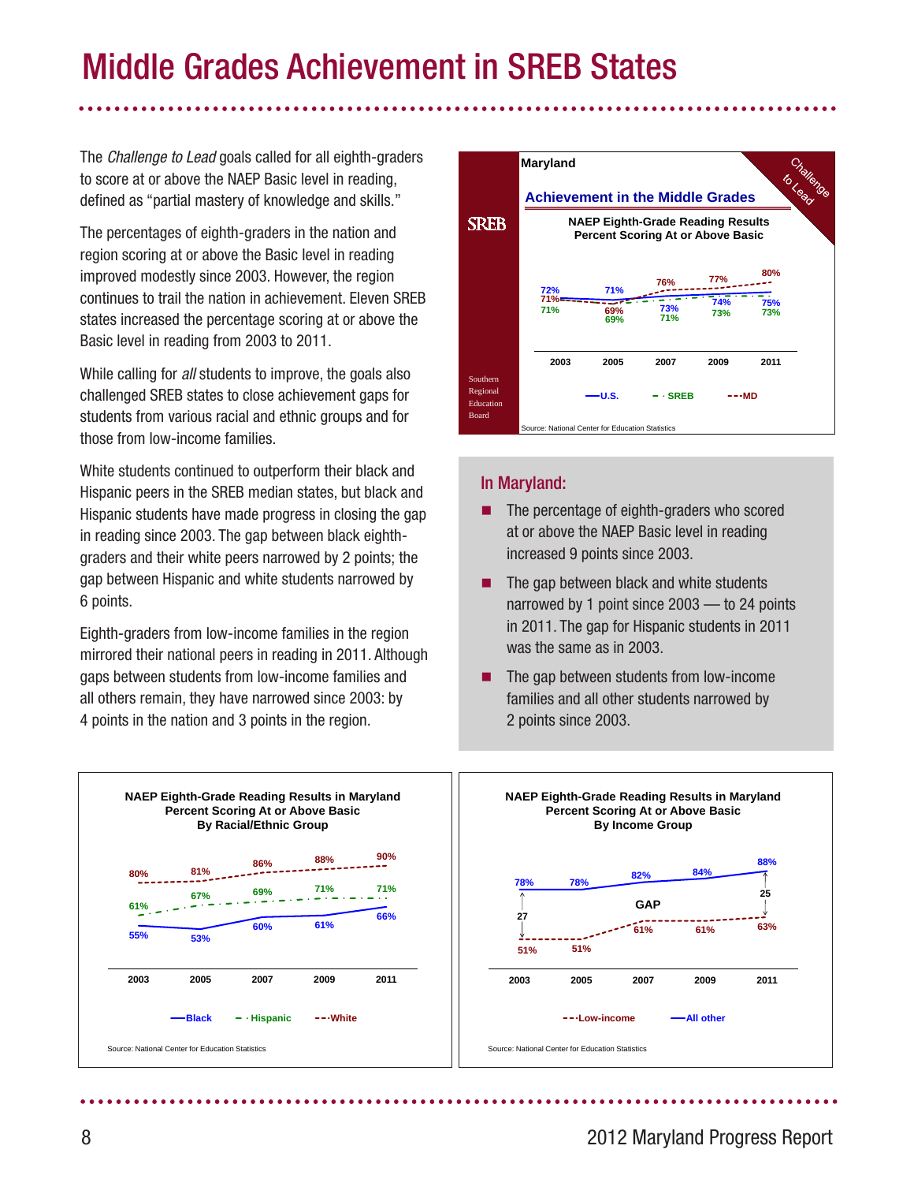# Middle Grades Achievement in SREB States

The *Challenge to Lead* goals called for all eighth-graders to score at or above the NAEP Basic level in reading, defined as "partial mastery of knowledge and skills."

The percentages of eighth-graders in the nation and region scoring at or above the Basic level in reading improved modestly since 2003. However, the region continues to trail the nation in achievement. Eleven SREB states increased the percentage scoring at or above the Basic level in reading from 2003 to 2011.

While calling for *all* students to improve, the goals also challenged SREB states to close achievement gaps for students from various racial and ethnic groups and for those from low-income families.

White students continued to outperform their black and Hispanic peers in the SREB median states, but black and Hispanic students have made progress in closing the gap in reading since 2003. The gap between black eighth-graders and their white peers narrowed by 2 points; the gap between Hispanic and white students narrowed by 6 points.

Eighth-graders from low-income families in the region mirrored their national peers in reading in 2011. Although gaps between students from low-income families and all others remain, they have narrowed since 2003: by 4 points in the nation and 3 points in the region.

**Maryland**

**Achievement in the Middle Grades**

**NAEP Eighth-Grade Reading Results**
**Percent Scoring At or Above Basic**

| | 2003 | 2005 | 2007 | 2009 | 2011 |
|---|---|---|---|---|---|
| U.S. | 72% | 71% | 73% | 74% | 75% |
| SREB | 71% | 69% | 71% | 73% | 73% |
| MD | 71% | 69% | 76% | 77% | 80% |

Source: National Center for Education Statistics

## In Maryland:

- The percentage of eighth-graders who scored at or above the NAEP Basic level in reading increased 9 points since 2003.
- The gap between black and white students narrowed by 1 point since 2003 — to 24 points in 2011. The gap for Hispanic students in 2011 was the same as in 2003.
- The gap between students from low-income families and all other students narrowed by 2 points since 2003.

**NAEP Eighth-Grade Reading Results in Maryland**
**Percent Scoring At or Above Basic**
**By Racial/Ethnic Group**

| | 2003 | 2005 | 2007 | 2009 | 2011 |
|---|---|---|---|---|---|
| Black | 55% | 53% | 60% | 61% | 66% |
| Hispanic | 61% | 67% | 69% | 71% | 71% |
| White | 80% | 81% | 86% | 88% | 90% |

Source: National Center for Education Statistics

**NAEP Eighth-Grade Reading Results in Maryland**
**Percent Scoring At or Above Basic**
**By Income Group**

| | 2003 | 2005 | 2007 | 2009 | 2011 |
|---|---|---|---|---|---|
| Low-income | 51% | 51% | 61% | 61% | 63% |
| All other | 78% | 78% | 82% | 84% | 88% |
| GAP | 27 | | | | 25 |

Source: National Center for Education Statistics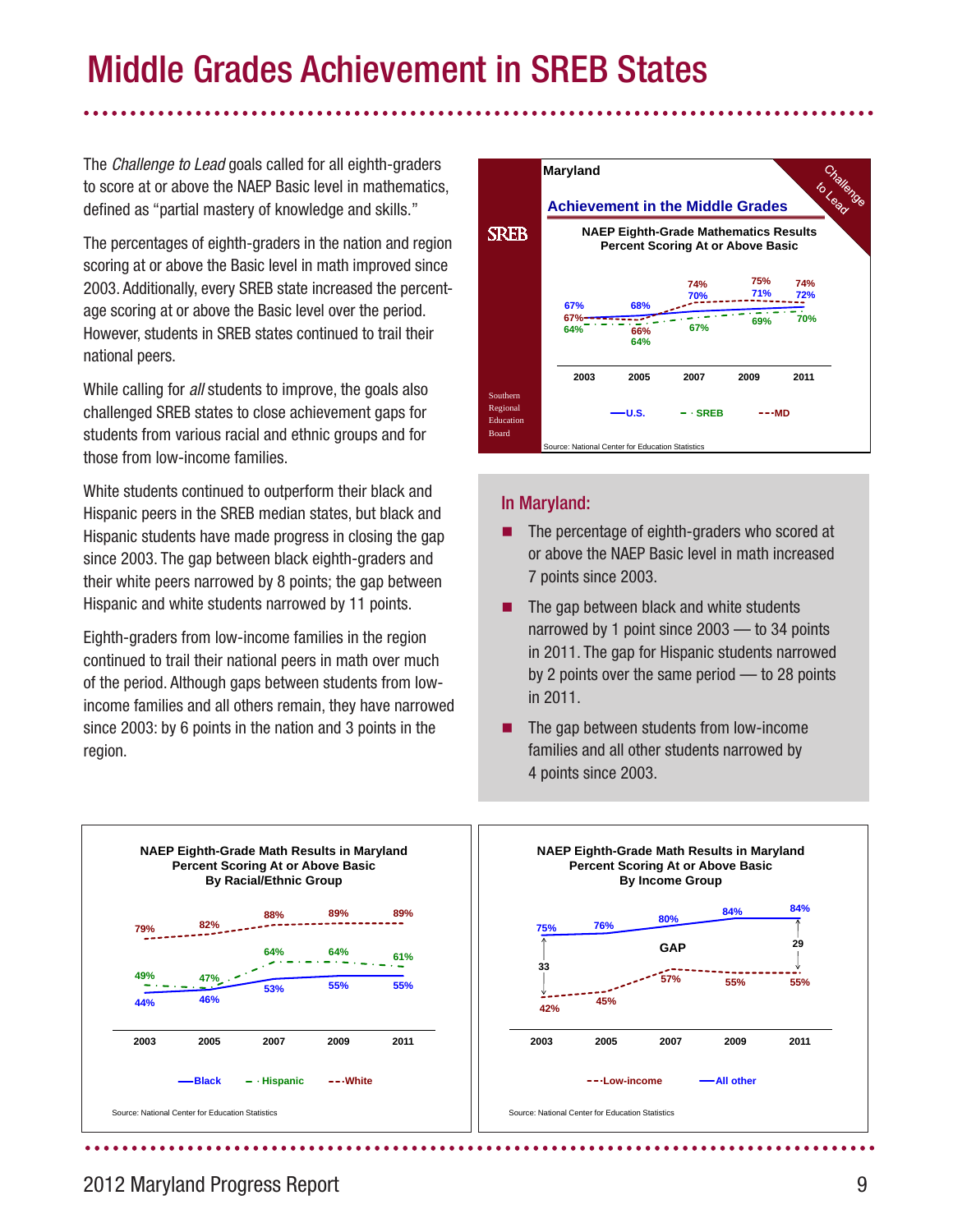# Middle Grades Achievement in SREB States

The *Challenge to Lead* goals called for all eighth-graders to score at or above the NAEP Basic level in mathematics, defined as "partial mastery of knowledge and skills."

The percentages of eighth-graders in the nation and region scoring at or above the Basic level in math improved since 2003. Additionally, every SREB state increased the percentage scoring at or above the Basic level over the period. However, students in SREB states continued to trail their national peers.

While calling for *all* students to improve, the goals also challenged SREB states to close achievement gaps for students from various racial and ethnic groups and for those from low-income families.

White students continued to outperform their black and Hispanic peers in the SREB median states, but black and Hispanic students have made progress in closing the gap since 2003. The gap between black eighth-graders and their white peers narrowed by 8 points; the gap between Hispanic and white students narrowed by 11 points.

Eighth-graders from low-income families in the region continued to trail their national peers in math over much of the period. Although gaps between students from low-income families and all others remain, they have narrowed since 2003: by 6 points in the nation and 3 points in the region.

**Maryland — Achievement in the Middle Grades**

**NAEP Eighth-Grade Mathematics Results — Percent Scoring At or Above Basic**

| | 2003 | 2005 | 2007 | 2009 | 2011 |
|---|---|---|---|---|---|
| U.S. | 67% | 68% | 70% | 71% | 72% |
| SREB | 64% | 64% | 67% | 69% | 70% |
| MD | 67% | 66% | 74% | 75% | 74% |

Source: National Center for Education Statistics

## In Maryland:

- The percentage of eighth-graders who scored at or above the NAEP Basic level in math increased 7 points since 2003.
- The gap between black and white students narrowed by 1 point since 2003 — to 34 points in 2011. The gap for Hispanic students narrowed by 2 points over the same period — to 28 points in 2011.
- The gap between students from low-income families and all other students narrowed by 4 points since 2003.

**NAEP Eighth-Grade Math Results in Maryland — Percent Scoring At or Above Basic — By Racial/Ethnic Group**

| | 2003 | 2005 | 2007 | 2009 | 2011 |
|---|---|---|---|---|---|
| Black | 44% | 46% | 53% | 55% | 55% |
| Hispanic | 49% | 47% | 64% | 64% | 61% |
| White | 79% | 82% | 88% | 89% | 89% |

Source: National Center for Education Statistics

**NAEP Eighth-Grade Math Results in Maryland — Percent Scoring At or Above Basic — By Income Group**

| | 2003 | 2005 | 2007 | 2009 | 2011 |
|---|---|---|---|---|---|
| Low-income | 42% | 45% | 57% | 55% | 55% |
| All other | 75% | 76% | 80% | 84% | 84% |
| GAP | 33 | | | | 29 |

Source: National Center for Education Statistics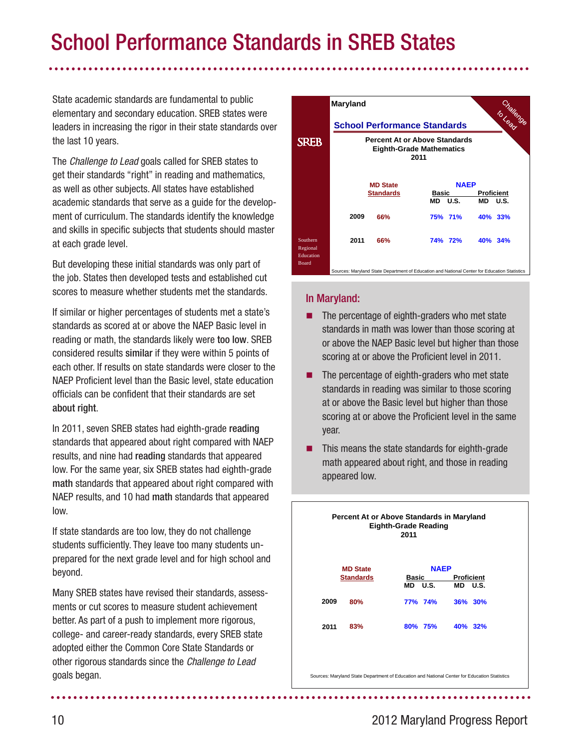# School Performance Standards in SREB States

State academic standards are fundamental to public elementary and secondary education. SREB states were leaders in increasing the rigor in their state standards over the last 10 years.

The *Challenge to Lead* goals called for SREB states to get their standards "right" in reading and mathematics, as well as other subjects. All states have established academic standards that serve as a guide for the development of curriculum. The standards identify the knowledge and skills in specific subjects that students should master at each grade level.

But developing these initial standards was only part of the job. States then developed tests and established cut scores to measure whether students met the standards.

If similar or higher percentages of students met a state's standards as scored at or above the NAEP Basic level in reading or math, the standards likely were **too low**. SREB considered results **similar** if they were within 5 points of each other. If results on state standards were closer to the NAEP Proficient level than the Basic level, state education officials can be confident that their standards are set **about right**.

In 2011, seven SREB states had eighth-grade **reading** standards that appeared about right compared with NAEP results, and nine had **reading** standards that appeared low. For the same year, six SREB states had eighth-grade **math** standards that appeared about right compared with NAEP results, and 10 had **math** standards that appeared low.

If state standards are too low, they do not challenge students sufficiently. They leave too many students unprepared for the next grade level and for high school and beyond.

Many SREB states have revised their standards, assessments or cut scores to measure student achievement better. As part of a push to implement more rigorous, college- and career-ready standards, every SREB state adopted either the Common Core State Standards or other rigorous standards since the *Challenge to Lead* goals began.

**Maryland**

**School Performance Standards**

**Percent At or Above Standards**
**Eighth-Grade Mathematics**
**2011**

| | MD State Standards | NAEP Basic MD | NAEP Basic U.S. | NAEP Proficient MD | NAEP Proficient U.S. |
|---|---|---|---|---|---|
| 2009 | 66% | 75% | 71% | 40% | 33% |
| 2011 | 66% | 74% | 72% | 40% | 34% |

Sources: Maryland State Department of Education and National Center for Education Statistics

## In Maryland:

- The percentage of eighth-graders who met state standards in math was lower than those scoring at or above the NAEP Basic level but higher than those scoring at or above the Proficient level in 2011.
- The percentage of eighth-graders who met state standards in reading was similar to those scoring at or above the Basic level but higher than those scoring at or above the Proficient level in the same year.
- This means the state standards for eighth-grade math appeared about right, and those in reading appeared low.

**Percent At or Above Standards in Maryland**
**Eighth-Grade Reading**
**2011**

| | MD State Standards | NAEP Basic MD | NAEP Basic U.S. | NAEP Proficient MD | NAEP Proficient U.S. |
|---|---|---|---|---|---|
| 2009 | 80% | 77% | 74% | 36% | 30% |
| 2011 | 83% | 80% | 75% | 40% | 32% |

Sources: Maryland State Department of Education and National Center for Education Statistics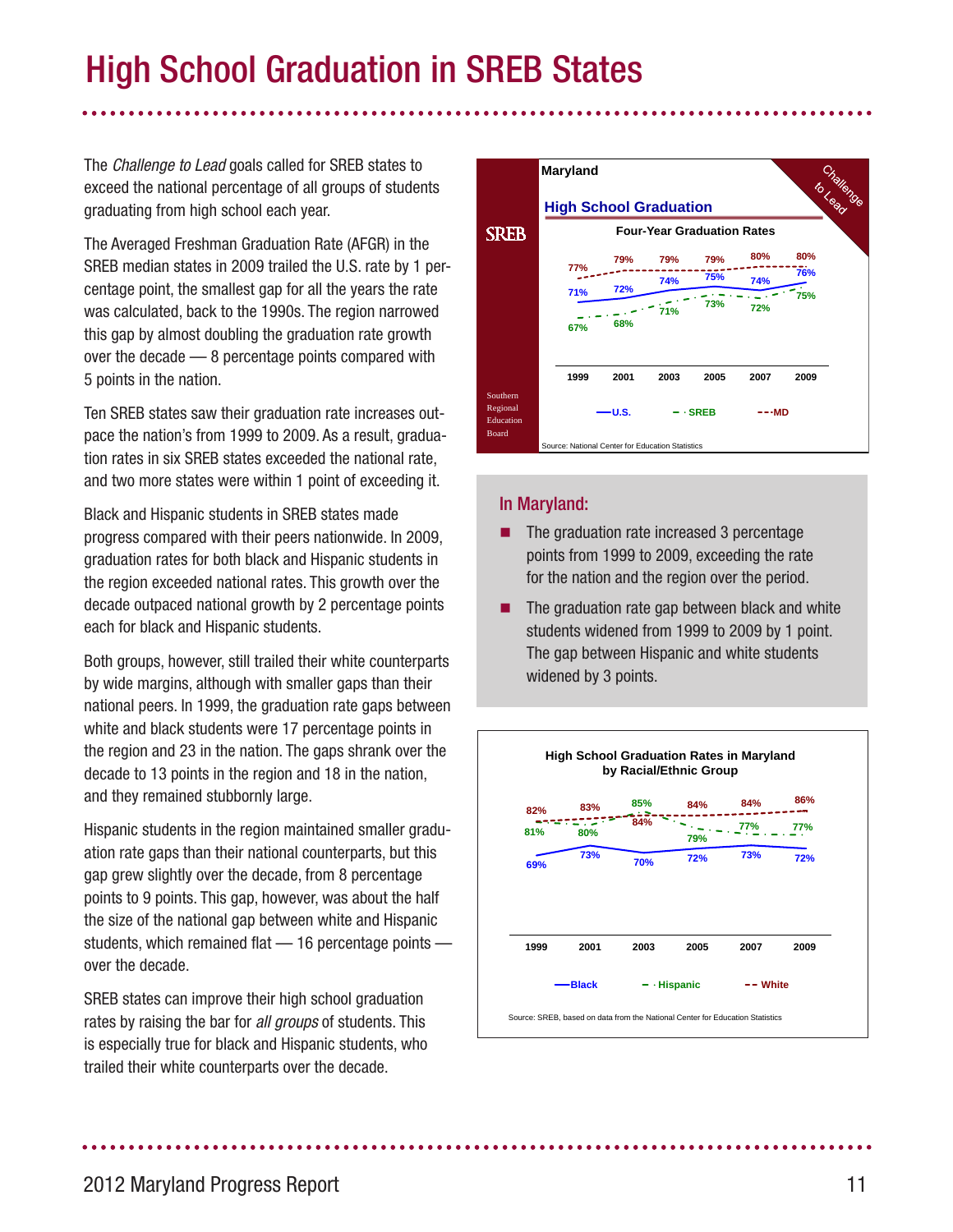# High School Graduation in SREB States

The *Challenge to Lead* goals called for SREB states to exceed the national percentage of all groups of students graduating from high school each year.

The Averaged Freshman Graduation Rate (AFGR) in the SREB median states in 2009 trailed the U.S. rate by 1 percentage point, the smallest gap for all the years the rate was calculated, back to the 1990s. The region narrowed this gap by almost doubling the graduation rate growth over the decade — 8 percentage points compared with 5 points in the nation.

Ten SREB states saw their graduation rate increases outpace the nation's from 1999 to 2009. As a result, graduation rates in six SREB states exceeded the national rate, and two more states were within 1 point of exceeding it.

Black and Hispanic students in SREB states made progress compared with their peers nationwide. In 2009, graduation rates for both black and Hispanic students in the region exceeded national rates. This growth over the decade outpaced national growth by 2 percentage points each for black and Hispanic students.

Both groups, however, still trailed their white counterparts by wide margins, although with smaller gaps than their national peers. In 1999, the graduation rate gaps between white and black students were 17 percentage points in the region and 23 in the nation. The gaps shrank over the decade to 13 points in the region and 18 in the nation, and they remained stubbornly large.

Hispanic students in the region maintained smaller graduation rate gaps than their national counterparts, but this gap grew slightly over the decade, from 8 percentage points to 9 points. This gap, however, was about the half the size of the national gap between white and Hispanic students, which remained flat — 16 percentage points — over the decade.

SREB states can improve their high school graduation rates by raising the bar for *all groups* of students. This is especially true for black and Hispanic students, who trailed their white counterparts over the decade.

**Maryland — High School Graduation**

**Four-Year Graduation Rates**

| | 1999 | 2001 | 2003 | 2005 | 2007 | 2009 |
|---|---|---|---|---|---|---|
| U.S. | 71% | 72% | 74% | 75% | 74% | 76% |
| SREB | 67% | 68% | 71% | 73% | 72% | 75% |
| MD | 77% | 79% | 79% | 79% | 80% | 80% |

Source: National Center for Education Statistics

## In Maryland:

- The graduation rate increased 3 percentage points from 1999 to 2009, exceeding the rate for the nation and the region over the period.
- The graduation rate gap between black and white students widened from 1999 to 2009 by 1 point. The gap between Hispanic and white students widened by 3 points.

**High School Graduation Rates in Maryland by Racial/Ethnic Group**

| | 1999 | 2001 | 2003 | 2005 | 2007 | 2009 |
|---|---|---|---|---|---|---|
| Black | 69% | 73% | 70% | 72% | 73% | 72% |
| Hispanic | 81% | 80% | 85% | 79% | 77% | 77% |
| White | 82% | 83% | 84% | 84% | 84% | 86% |

Source: SREB, based on data from the National Center for Education Statistics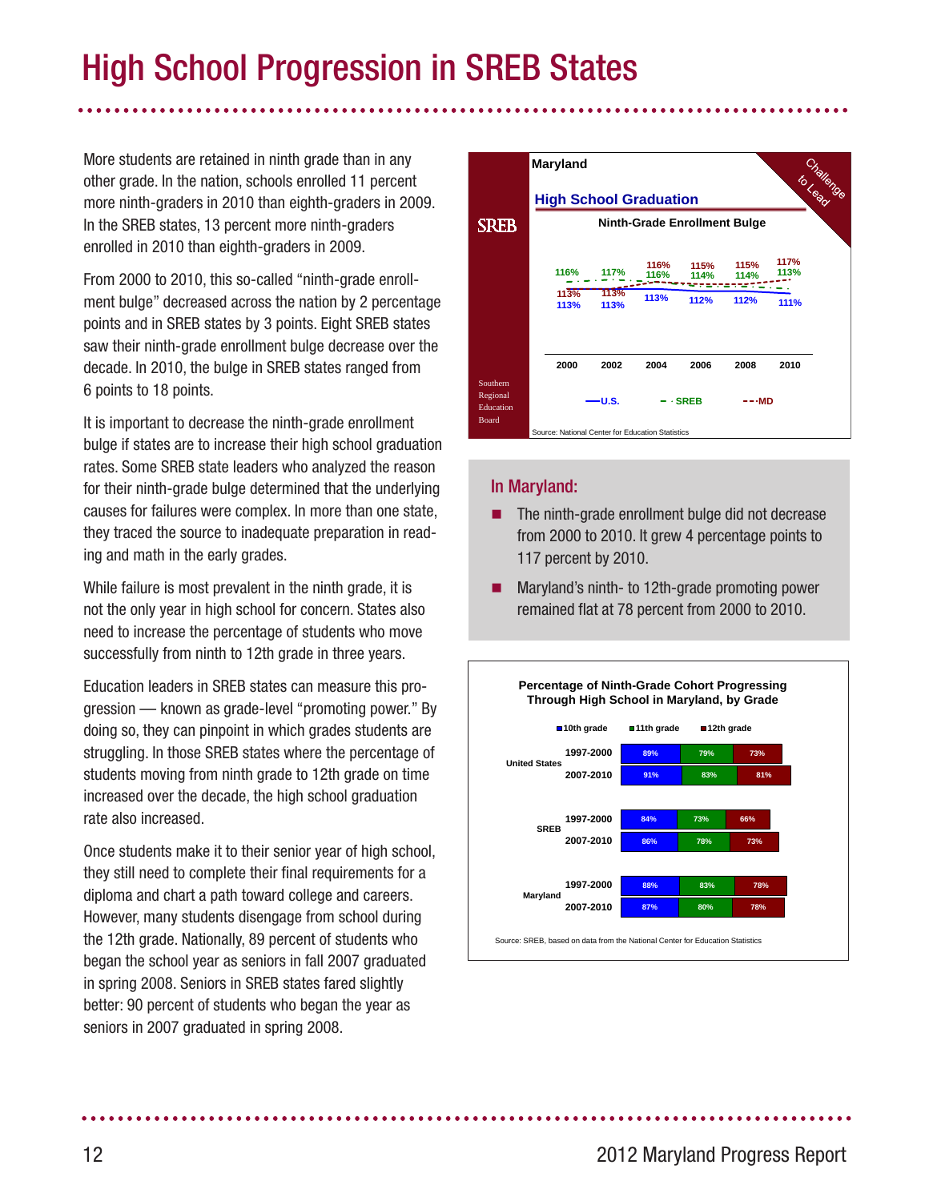# High School Progression in SREB States

More students are retained in ninth grade than in any other grade. In the nation, schools enrolled 11 percent more ninth-graders in 2010 than eighth-graders in 2009. In the SREB states, 13 percent more ninth-graders enrolled in 2010 than eighth-graders in 2009.

From 2000 to 2010, this so-called "ninth-grade enrollment bulge" decreased across the nation by 2 percentage points and in SREB states by 3 points. Eight SREB states saw their ninth-grade enrollment bulge decrease over the decade. In 2010, the bulge in SREB states ranged from 6 points to 18 points.

It is important to decrease the ninth-grade enrollment bulge if states are to increase their high school graduation rates. Some SREB state leaders who analyzed the reason for their ninth-grade bulge determined that the underlying causes for failures were complex. In more than one state, they traced the source to inadequate preparation in reading and math in the early grades.

While failure is most prevalent in the ninth grade, it is not the only year in high school for concern. States also need to increase the percentage of students who move successfully from ninth to 12th grade in three years.

Education leaders in SREB states can measure this progression — known as grade-level "promoting power." By doing so, they can pinpoint in which grades students are struggling. In those SREB states where the percentage of students moving from ninth grade to 12th grade on time increased over the decade, the high school graduation rate also increased.

Once students make it to their senior year of high school, they still need to complete their final requirements for a diploma and chart a path toward college and careers. However, many students disengage from school during the 12th grade. Nationally, 89 percent of students who began the school year as seniors in fall 2007 graduated in spring 2008. Seniors in SREB states fared slightly better: 90 percent of students who began the year as seniors in 2007 graduated in spring 2008.

**Maryland — High School Graduation: Ninth-Grade Enrollment Bulge**

| | 2000 | 2002 | 2004 | 2006 | 2008 | 2010 |
|---|---|---|---|---|---|---|
| U.S. | 113% | 113% | 113% | 112% | 112% | 111% |
| SREB | 116% | 117% | 116% | 114% | 114% | 113% |
| MD | 113% | 113% | 116% | 115% | 115% | 117% |

Source: National Center for Education Statistics

## In Maryland:

- The ninth-grade enrollment bulge did not decrease from 2000 to 2010. It grew 4 percentage points to 117 percent by 2010.
- Maryland's ninth- to 12th-grade promoting power remained flat at 78 percent from 2000 to 2010.

**Percentage of Ninth-Grade Cohort Progressing Through High School in Maryland, by Grade**

| | | 10th grade | 11th grade | 12th grade |
|---|---|---|---|---|
| United States | 1997-2000 | 89% | 79% | 73% |
| | 2007-2010 | 91% | 83% | 81% |
| SREB | 1997-2000 | 84% | 73% | 66% |
| | 2007-2010 | 86% | 78% | 73% |
| Maryland | 1997-2000 | 88% | 83% | 78% |
| | 2007-2010 | 87% | 80% | 78% |

Source: SREB, based on data from the National Center for Education Statistics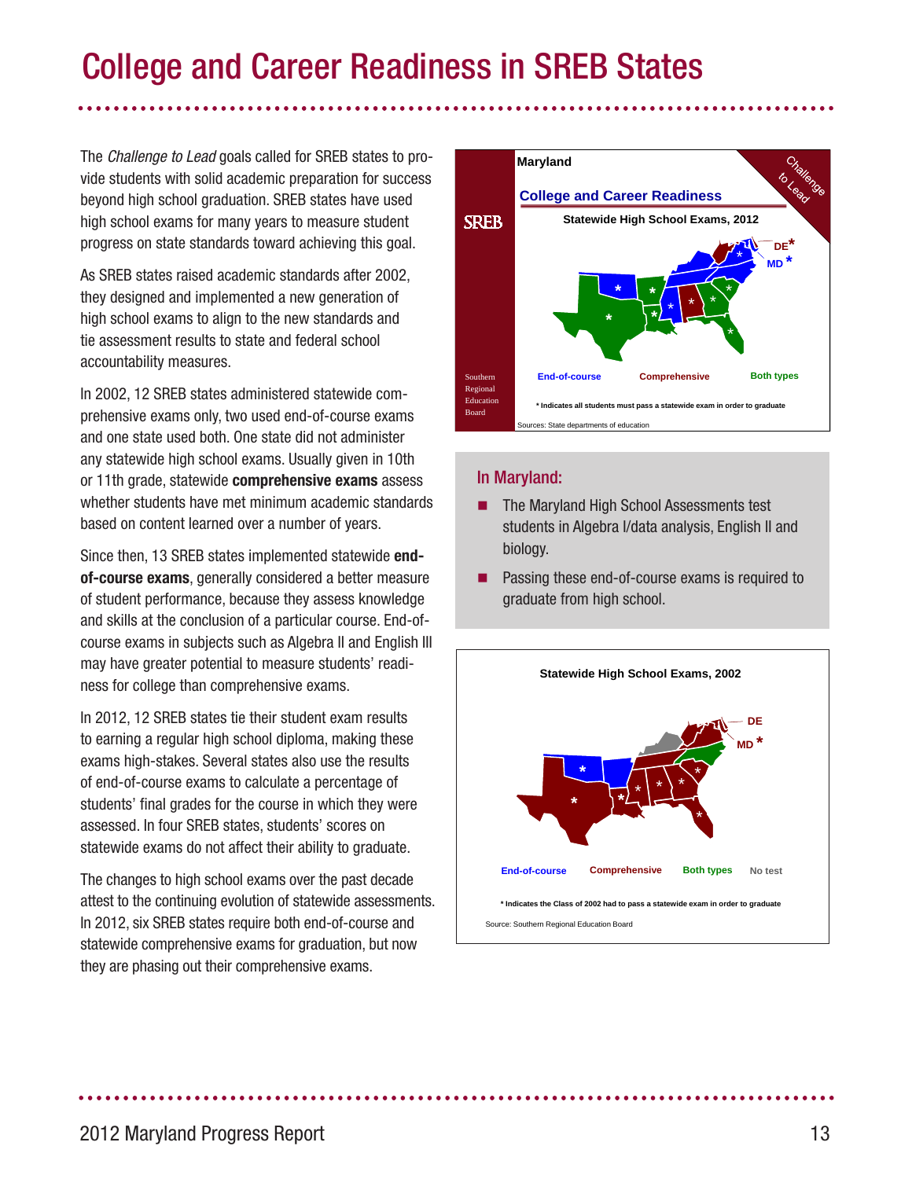# College and Career Readiness in SREB States

The *Challenge to Lead* goals called for SREB states to provide students with solid academic preparation for success beyond high school graduation. SREB states have used high school exams for many years to measure student progress on state standards toward achieving this goal.

As SREB states raised academic standards after 2002, they designed and implemented a new generation of high school exams to align to the new standards and tie assessment results to state and federal school accountability measures.

In 2002, 12 SREB states administered statewide comprehensive exams only, two used end-of-course exams and one state used both. One state did not administer any statewide high school exams. Usually given in 10th or 11th grade, statewide **comprehensive exams** assess whether students have met minimum academic standards based on content learned over a number of years.

Since then, 13 SREB states implemented statewide **end-of-course exams**, generally considered a better measure of student performance, because they assess knowledge and skills at the conclusion of a particular course. End-of-course exams in subjects such as Algebra II and English III may have greater potential to measure students' readiness for college than comprehensive exams.

In 2012, 12 SREB states tie their student exam results to earning a regular high school diploma, making these exams high-stakes. Several states also use the results of end-of-course exams to calculate a percentage of students' final grades for the course in which they were assessed. In four SREB states, students' scores on statewide exams do not affect their ability to graduate.

The changes to high school exams over the past decade attest to the continuing evolution of statewide assessments. In 2012, six SREB states require both end-of-course and statewide comprehensive exams for graduation, but now they are phasing out their comprehensive exams.

**Maryland**

**College and Career Readiness**

**Statewide High School Exams, 2012**

End-of-course | Comprehensive | Both types

\* Indicates all students must pass a statewide exam in order to graduate

Sources: State departments of education

## In Maryland:

- The Maryland High School Assessments test students in Algebra I/data analysis, English II and biology.
- Passing these end-of-course exams is required to graduate from high school.

**Statewide High School Exams, 2002**

End-of-course | Comprehensive | Both types | No test

\* Indicates the Class of 2002 had to pass a statewide exam in order to graduate

Source: Southern Regional Education Board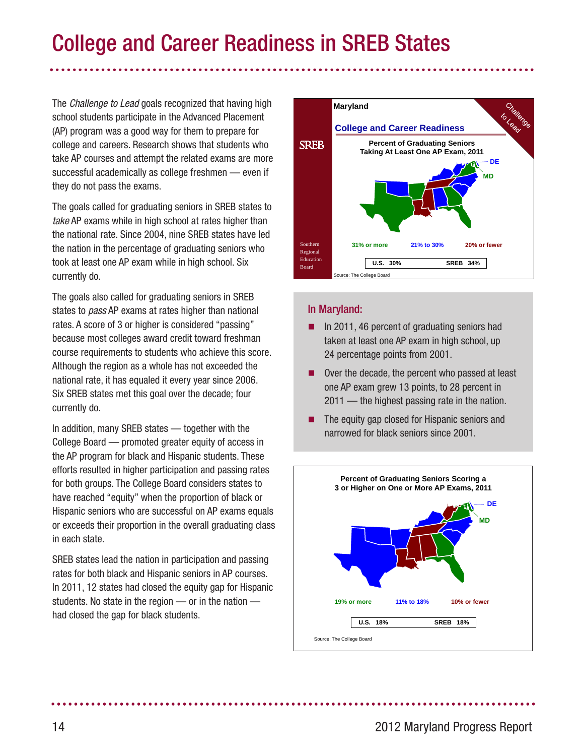# College and Career Readiness in SREB States

The *Challenge to Lead* goals recognized that having high school students participate in the Advanced Placement (AP) program was a good way for them to prepare for college and careers. Research shows that students who take AP courses and attempt the related exams are more successful academically as college freshmen — even if they do not pass the exams.

The goals called for graduating seniors in SREB states to *take* AP exams while in high school at rates higher than the national rate. Since 2004, nine SREB states have led the nation in the percentage of graduating seniors who took at least one AP exam while in high school. Six currently do.

The goals also called for graduating seniors in SREB states to *pass* AP exams at rates higher than national rates. A score of 3 or higher is considered "passing" because most colleges award credit toward freshman course requirements to students who achieve this score. Although the region as a whole has not exceeded the national rate, it has equaled it every year since 2006. Six SREB states met this goal over the decade; four currently do.

In addition, many SREB states — together with the College Board — promoted greater equity of access in the AP program for black and Hispanic students. These efforts resulted in higher participation and passing rates for both groups. The College Board considers states to have reached "equity" when the proportion of black or Hispanic seniors who are successful on AP exams equals or exceeds their proportion in the overall graduating class in each state.

SREB states lead the nation in participation and passing rates for both black and Hispanic seniors in AP courses. In 2011, 12 states had closed the equity gap for Hispanic students. No state in the region — or in the nation — had closed the gap for black students.

Maryland

College and Career Readiness

Percent of Graduating Seniors Taking At Least One AP Exam, 2011

DE
MD

31% or more | 21% to 30% | 20% or fewer

U.S. 30% | SREB 34%

Source: The College Board

## In Maryland:

- In 2011, 46 percent of graduating seniors had taken at least one AP exam in high school, up 24 percentage points from 2001.
- Over the decade, the percent who passed at least one AP exam grew 13 points, to 28 percent in 2011 — the highest passing rate in the nation.
- The equity gap closed for Hispanic seniors and narrowed for black seniors since 2001.

Percent of Graduating Seniors Scoring a 3 or Higher on One or More AP Exams, 2011

DE
MD

19% or more | 11% to 18% | 10% or fewer

U.S. 18% | SREB 18%

Source: The College Board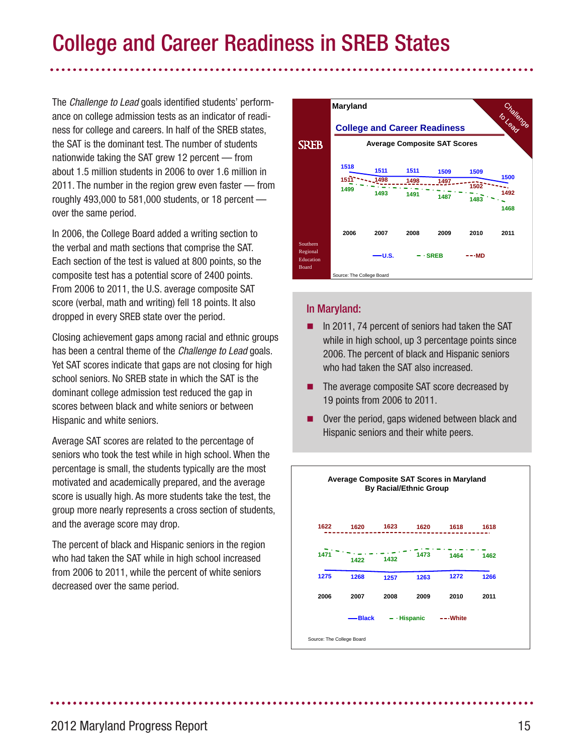# College and Career Readiness in SREB States

The *Challenge to Lead* goals identified students' performance on college admission tests as an indicator of readiness for college and careers. In half of the SREB states, the SAT is the dominant test. The number of students nationwide taking the SAT grew 12 percent — from about 1.5 million students in 2006 to over 1.6 million in 2011. The number in the region grew even faster — from roughly 493,000 to 581,000 students, or 18 percent — over the same period.

In 2006, the College Board added a writing section to the verbal and math sections that comprise the SAT. Each section of the test is valued at 800 points, so the composite test has a potential score of 2400 points. From 2006 to 2011, the U.S. average composite SAT score (verbal, math and writing) fell 18 points. It also dropped in every SREB state over the period.

Closing achievement gaps among racial and ethnic groups has been a central theme of the *Challenge to Lead* goals. Yet SAT scores indicate that gaps are not closing for high school seniors. No SREB state in which the SAT is the dominant college admission test reduced the gap in scores between black and white seniors or between Hispanic and white seniors.

Average SAT scores are related to the percentage of seniors who took the test while in high school. When the percentage is small, the students typically are the most motivated and academically prepared, and the average score is usually high. As more students take the test, the group more nearly represents a cross section of students, and the average score may drop.

The percent of black and Hispanic seniors in the region who had taken the SAT while in high school increased from 2006 to 2011, while the percent of white seniors decreased over the same period.

**Maryland — College and Career Readiness: Average Composite SAT Scores**

| | 2006 | 2007 | 2008 | 2009 | 2010 | 2011 |
|---|---|---|---|---|---|---|
| U.S. | 1518 | 1511 | 1511 | 1509 | 1509 | 1500 |
| SREB | 1499 | 1493 | 1491 | 1487 | 1483 | 1468 |
| MD | 1511 | 1498 | 1498 | 1497 | 1502 | 1492 |

Source: The College Board

## In Maryland:

- In 2011, 74 percent of seniors had taken the SAT while in high school, up 3 percentage points since 2006. The percent of black and Hispanic seniors who had taken the SAT also increased.
- The average composite SAT score decreased by 19 points from 2006 to 2011.
- Over the period, gaps widened between black and Hispanic seniors and their white peers.

**Average Composite SAT Scores in Maryland By Racial/Ethnic Group**

| | 2006 | 2007 | 2008 | 2009 | 2010 | 2011 |
|---|---|---|---|---|---|---|
| Black | 1275 | 1268 | 1257 | 1263 | 1272 | 1266 |
| Hispanic | 1471 | 1422 | 1432 | 1473 | 1464 | 1462 |
| White | 1622 | 1620 | 1623 | 1620 | 1618 | 1618 |

Source: The College Board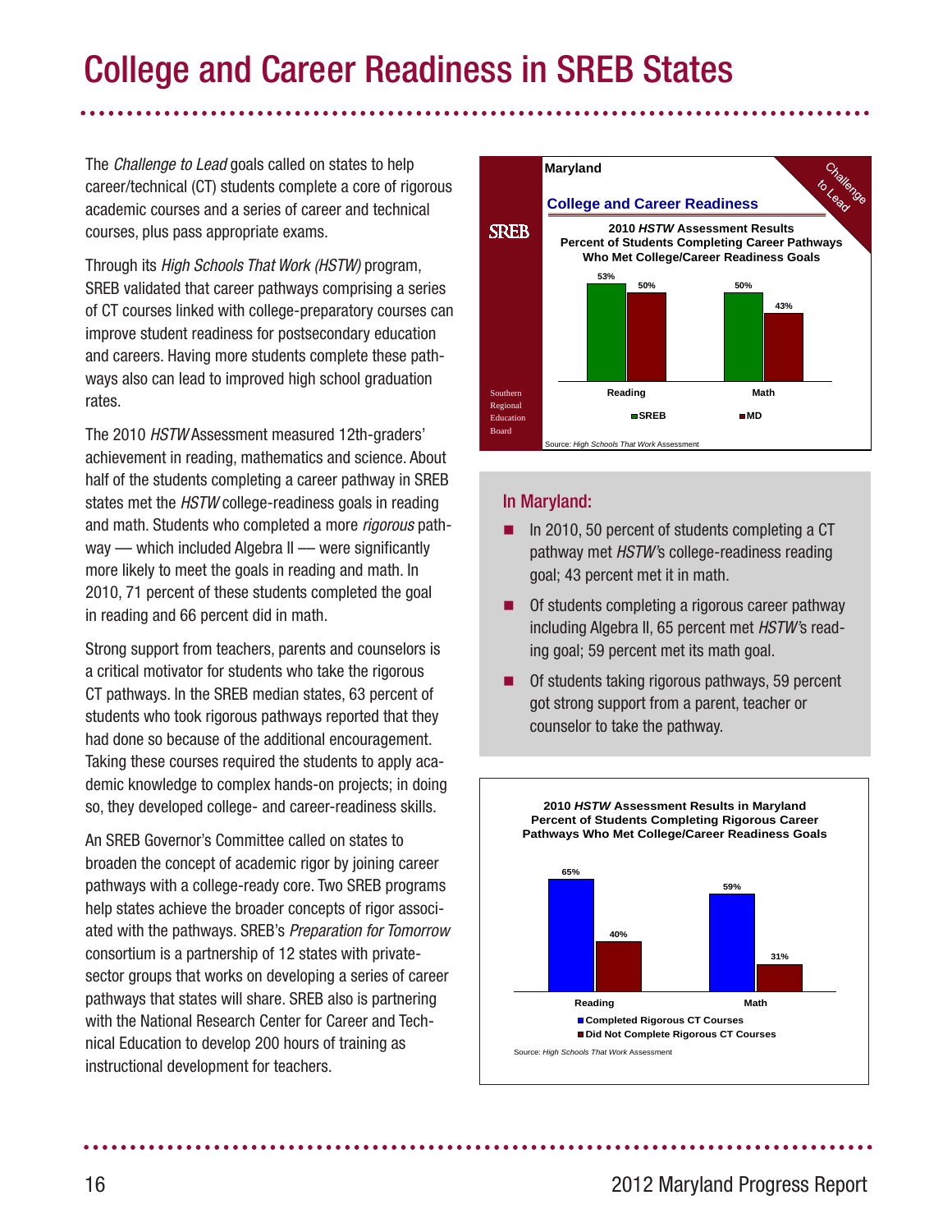# College and Career Readiness in SREB States

The *Challenge to Lead* goals called on states to help career/technical (CT) students complete a core of rigorous academic courses and a series of career and technical courses, plus pass appropriate exams.

Through its *High Schools That Work (HSTW)* program, SREB validated that career pathways comprising a series of CT courses linked with college-preparatory courses can improve student readiness for postsecondary education and careers. Having more students complete these pathways also can lead to improved high school graduation rates.

The 2010 *HSTW* Assessment measured 12th-graders' achievement in reading, mathematics and science. About half of the students completing a career pathway in SREB states met the *HSTW* college-readiness goals in reading and math. Students who completed a more *rigorous* pathway — which included Algebra II — were significantly more likely to meet the goals in reading and math. In 2010, 71 percent of these students completed the goal in reading and 66 percent did in math.

Strong support from teachers, parents and counselors is a critical motivator for students who take the rigorous CT pathways. In the SREB median states, 63 percent of students who took rigorous pathways reported that they had done so because of the additional encouragement. Taking these courses required the students to apply academic knowledge to complex hands-on projects; in doing so, they developed college- and career-readiness skills.

An SREB Governor's Committee called on states to broaden the concept of academic rigor by joining career pathways with a college-ready core. Two SREB programs help states achieve the broader concepts of rigor associated with the pathways. SREB's *Preparation for Tomorrow* consortium is a partnership of 12 states with private-sector groups that works on developing a series of career pathways that states will share. SREB also is partnering with the National Research Center for Career and Technical Education to develop 200 hours of training as instructional development for teachers.

**Maryland**

**College and Career Readiness**

**2010 *HSTW* Assessment Results**
**Percent of Students Completing Career Pathways Who Met College/Career Readiness Goals**

| | SREB | MD |
|---|---|---|
| Reading | 53% | 50% |
| Math | 50% | 43% |

Source: *High Schools That Work* Assessment

## In Maryland:

- In 2010, 50 percent of students completing a CT pathway met *HSTW*'s college-readiness reading goal; 43 percent met it in math.
- Of students completing a rigorous career pathway including Algebra II, 65 percent met *HSTW*'s reading goal; 59 percent met its math goal.
- Of students taking rigorous pathways, 59 percent got strong support from a parent, teacher or counselor to take the pathway.

**2010 *HSTW* Assessment Results in Maryland**
**Percent of Students Completing Rigorous Career Pathways Who Met College/Career Readiness Goals**

| | Completed Rigorous CT Courses | Did Not Complete Rigorous CT Courses |
|---|---|---|
| Reading | 65% | 40% |
| Math | 59% | 31% |

Source: *High Schools That Work* Assessment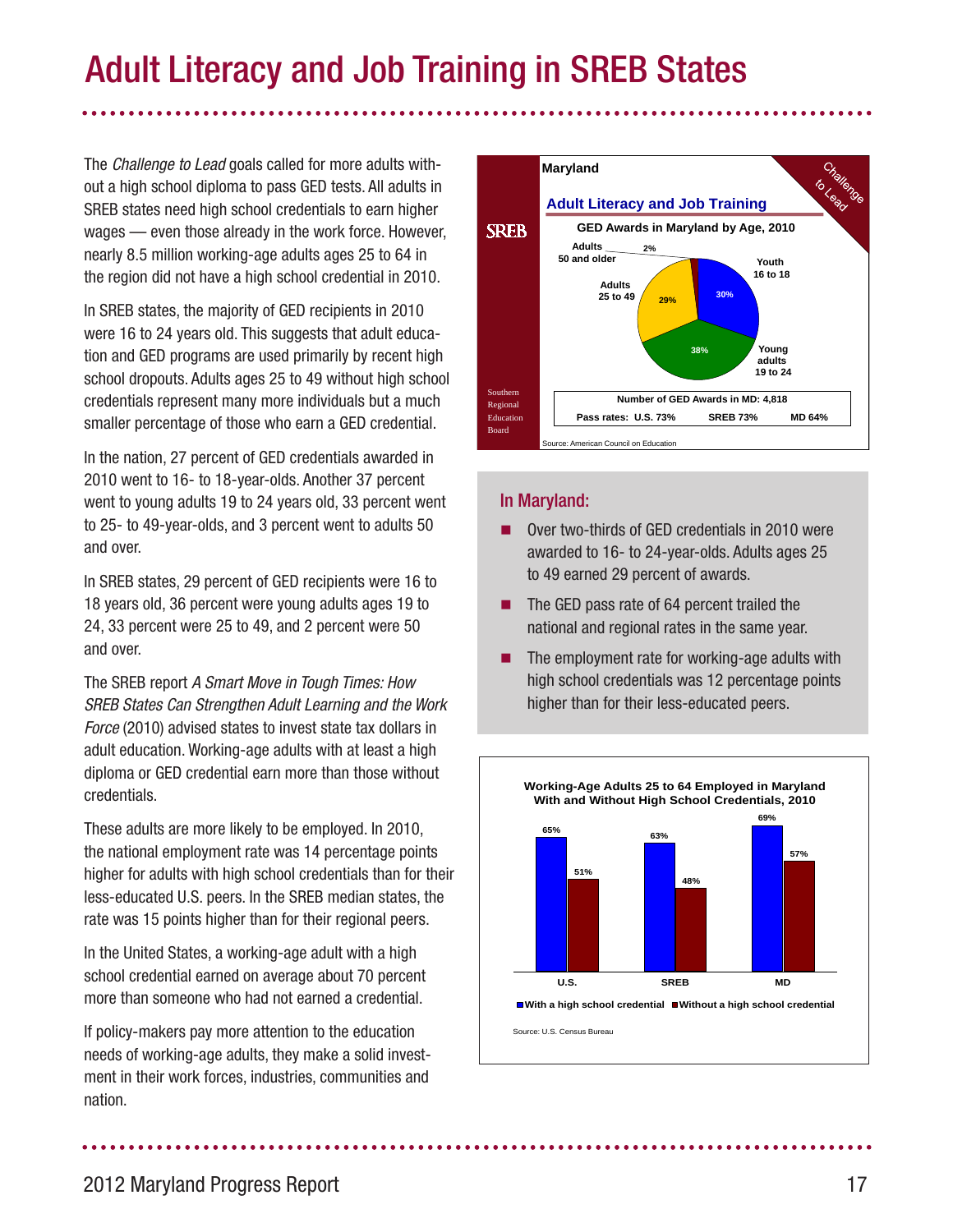# Adult Literacy and Job Training in SREB States

The *Challenge to Lead* goals called for more adults without a high school diploma to pass GED tests. All adults in SREB states need high school credentials to earn higher wages — even those already in the work force. However, nearly 8.5 million working-age adults ages 25 to 64 in the region did not have a high school credential in 2010.

In SREB states, the majority of GED recipients in 2010 were 16 to 24 years old. This suggests that adult education and GED programs are used primarily by recent high school dropouts. Adults ages 25 to 49 without high school credentials represent many more individuals but a much smaller percentage of those who earn a GED credential.

In the nation, 27 percent of GED credentials awarded in 2010 went to 16- to 18-year-olds. Another 37 percent went to young adults 19 to 24 years old, 33 percent went to 25- to 49-year-olds, and 3 percent went to adults 50 and over.

In SREB states, 29 percent of GED recipients were 16 to 18 years old, 36 percent were young adults ages 19 to 24, 33 percent were 25 to 49, and 2 percent were 50 and over.

The SREB report *A Smart Move in Tough Times: How SREB States Can Strengthen Adult Learning and the Work Force* (2010) advised states to invest state tax dollars in adult education. Working-age adults with at least a high diploma or GED credential earn more than those without credentials.

These adults are more likely to be employed. In 2010, the national employment rate was 14 percentage points higher for adults with high school credentials than for their less-educated U.S. peers. In the SREB median states, the rate was 15 points higher than for their regional peers.

In the United States, a working-age adult with a high school credential earned on average about 70 percent more than someone who had not earned a credential.

If policy-makers pay more attention to the education needs of working-age adults, they make a solid investment in their work forces, industries, communities and nation.

**Maryland**

**Adult Literacy and Job Training**

**GED Awards in Maryland by Age, 2010**

| Age group | Percent |
|---|---|
| Youth 16 to 18 | 30% |
| Young adults 19 to 24 | 38% |
| Adults 25 to 49 | 29% |
| Adults 50 and older | 2% |

Number of GED Awards in MD: 4,818

Pass rates: U.S. 73% SREB 73% MD 64%

Source: American Council on Education

## In Maryland:

- Over two-thirds of GED credentials in 2010 were awarded to 16- to 24-year-olds. Adults ages 25 to 49 earned 29 percent of awards.
- The GED pass rate of 64 percent trailed the national and regional rates in the same year.
- The employment rate for working-age adults with high school credentials was 12 percentage points higher than for their less-educated peers.

**Working-Age Adults 25 to 64 Employed in Maryland With and Without High School Credentials, 2010**

| | With a high school credential | Without a high school credential |
|---|---|---|
| U.S. | 65% | 51% |
| SREB | 63% | 48% |
| MD | 69% | 57% |

Source: U.S. Census Bureau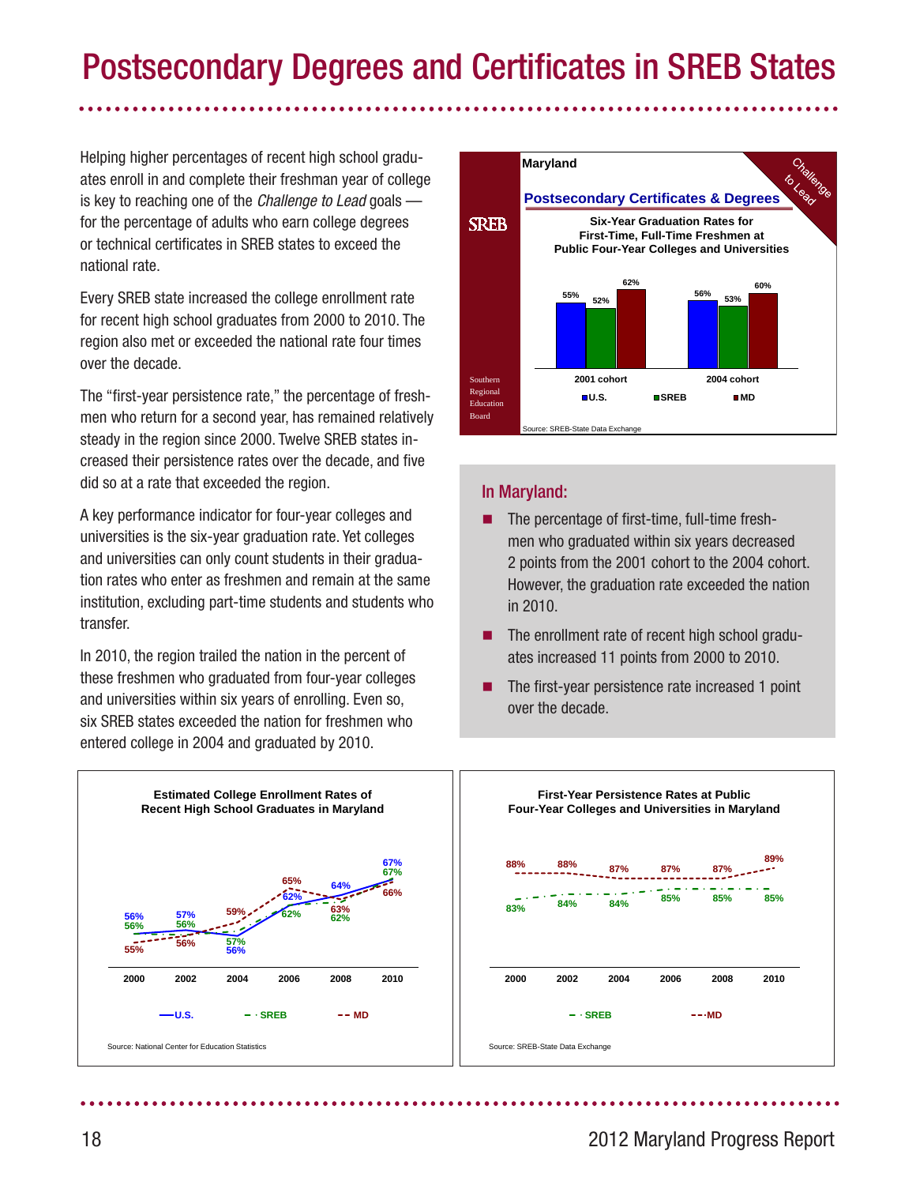# Postsecondary Degrees and Certificates in SREB States

Helping higher percentages of recent high school graduates enroll in and complete their freshman year of college is key to reaching one of the *Challenge to Lead* goals — for the percentage of adults who earn college degrees or technical certificates in SREB states to exceed the national rate.

Every SREB state increased the college enrollment rate for recent high school graduates from 2000 to 2010. The region also met or exceeded the national rate four times over the decade.

The "first-year persistence rate," the percentage of freshmen who return for a second year, has remained relatively steady in the region since 2000. Twelve SREB states increased their persistence rates over the decade, and five did so at a rate that exceeded the region.

A key performance indicator for four-year colleges and universities is the six-year graduation rate. Yet colleges and universities can only count students in their graduation rates who enter as freshmen and remain at the same institution, excluding part-time students and students who transfer.

In 2010, the region trailed the nation in the percent of these freshmen who graduated from four-year colleges and universities within six years of enrolling. Even so, six SREB states exceeded the nation for freshmen who entered college in 2004 and graduated by 2010.

**Maryland — Postsecondary Certificates & Degrees**

**Six-Year Graduation Rates for First-Time, Full-Time Freshmen at Public Four-Year Colleges and Universities**

| | U.S. | SREB | MD |
|---|---|---|---|
| 2001 cohort | 55% | 52% | 62% |
| 2004 cohort | 56% | 53% | 60% |

Source: SREB-State Data Exchange

## In Maryland:

- The percentage of first-time, full-time freshmen who graduated within six years decreased 2 points from the 2001 cohort to the 2004 cohort. However, the graduation rate exceeded the nation in 2010.
- The enrollment rate of recent high school graduates increased 11 points from 2000 to 2010.
- The first-year persistence rate increased 1 point over the decade.

**Estimated College Enrollment Rates of Recent High School Graduates in Maryland**

| | 2000 | 2002 | 2004 | 2006 | 2008 | 2010 |
|---|---|---|---|---|---|---|
| U.S. | 56% | 57% | 56% | 62% | 64% | 67% |
| SREB | 56% | 56% | 57% | 62% | 62% | 67% |
| MD | 55% | 56% | 59% | 65% | 63% | 66% |

Source: National Center for Education Statistics

**First-Year Persistence Rates at Public Four-Year Colleges and Universities in Maryland**

| | 2000 | 2002 | 2004 | 2006 | 2008 | 2010 |
|---|---|---|---|---|---|---|
| SREB | 83% | 84% | 84% | 85% | 85% | 85% |
| MD | 88% | 88% | 87% | 87% | 87% | 89% |

Source: SREB-State Data Exchange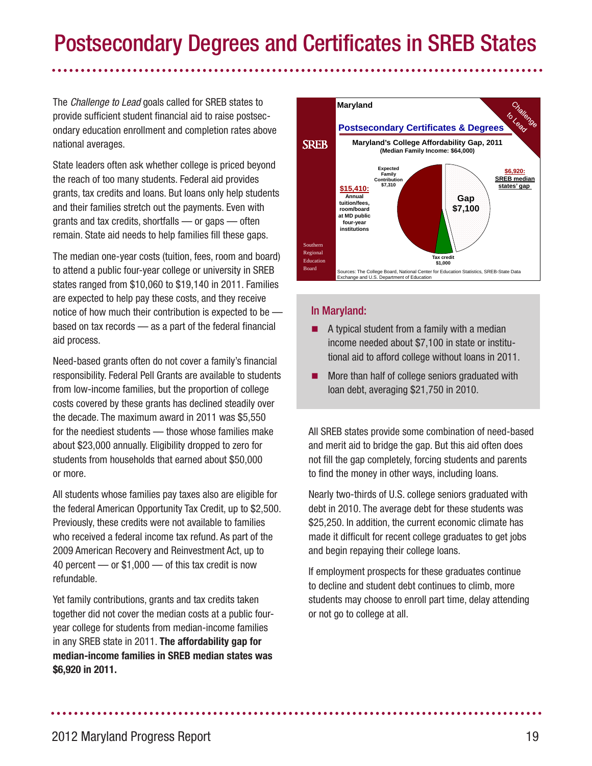# Postsecondary Degrees and Certificates in SREB States

The *Challenge to Lead* goals called for SREB states to provide sufficient student financial aid to raise postsecondary education enrollment and completion rates above national averages.

State leaders often ask whether college is priced beyond the reach of too many students. Federal aid provides grants, tax credits and loans. But loans only help students and their families stretch out the payments. Even with grants and tax credits, shortfalls — or gaps — often remain. State aid needs to help families fill these gaps.

The median one-year costs (tuition, fees, room and board) to attend a public four-year college or university in SREB states ranged from $10,060 to $19,140 in 2011. Families are expected to help pay these costs, and they receive notice of how much their contribution is expected to be — based on tax records — as a part of the federal financial aid process.

Need-based grants often do not cover a family's financial responsibility. Federal Pell Grants are available to students from low-income families, but the proportion of college costs covered by these grants has declined steadily over the decade. The maximum award in 2011 was $5,550 for the neediest students — those whose families make about $23,000 annually. Eligibility dropped to zero for students from households that earned about $50,000 or more.

All students whose families pay taxes also are eligible for the federal American Opportunity Tax Credit, up to $2,500. Previously, these credits were not available to families who received a federal income tax refund. As part of the 2009 American Recovery and Reinvestment Act, up to 40 percent — or $1,000 — of this tax credit is now refundable.

Yet family contributions, grants and tax credits taken together did not cover the median costs at a public four-year college for students from median-income families in any SREB state in 2011. **The affordability gap for median-income families in SREB median states was $6,920 in 2011.**

Maryland

Postsecondary Certificates & Degrees

Challenge to Lead

SREB

**Maryland's College Affordability Gap, 2011**
(Median Family Income: $64,000)

- $15,410: Annual tuition/fees, room/board at MD public four-year institutions
- Expected Family Contribution $7,310
- Tax credit $1,000
- Gap $7,100
- $6,920: SREB median states' gap

Southern Regional Education Board

Sources: The College Board, National Center for Education Statistics, SREB-State Data Exchange and U.S. Department of Education

### In Maryland:

- A typical student from a family with a median income needed about $7,100 in state or institutional aid to afford college without loans in 2011.
- More than half of college seniors graduated with loan debt, averaging $21,750 in 2010.

All SREB states provide some combination of need-based and merit aid to bridge the gap. But this aid often does not fill the gap completely, forcing students and parents to find the money in other ways, including loans.

Nearly two-thirds of U.S. college seniors graduated with debt in 2010. The average debt for these students was $25,250. In addition, the current economic climate has made it difficult for recent college graduates to get jobs and begin repaying their college loans.

If employment prospects for these graduates continue to decline and student debt continues to climb, more students may choose to enroll part time, delay attending or not go to college at all.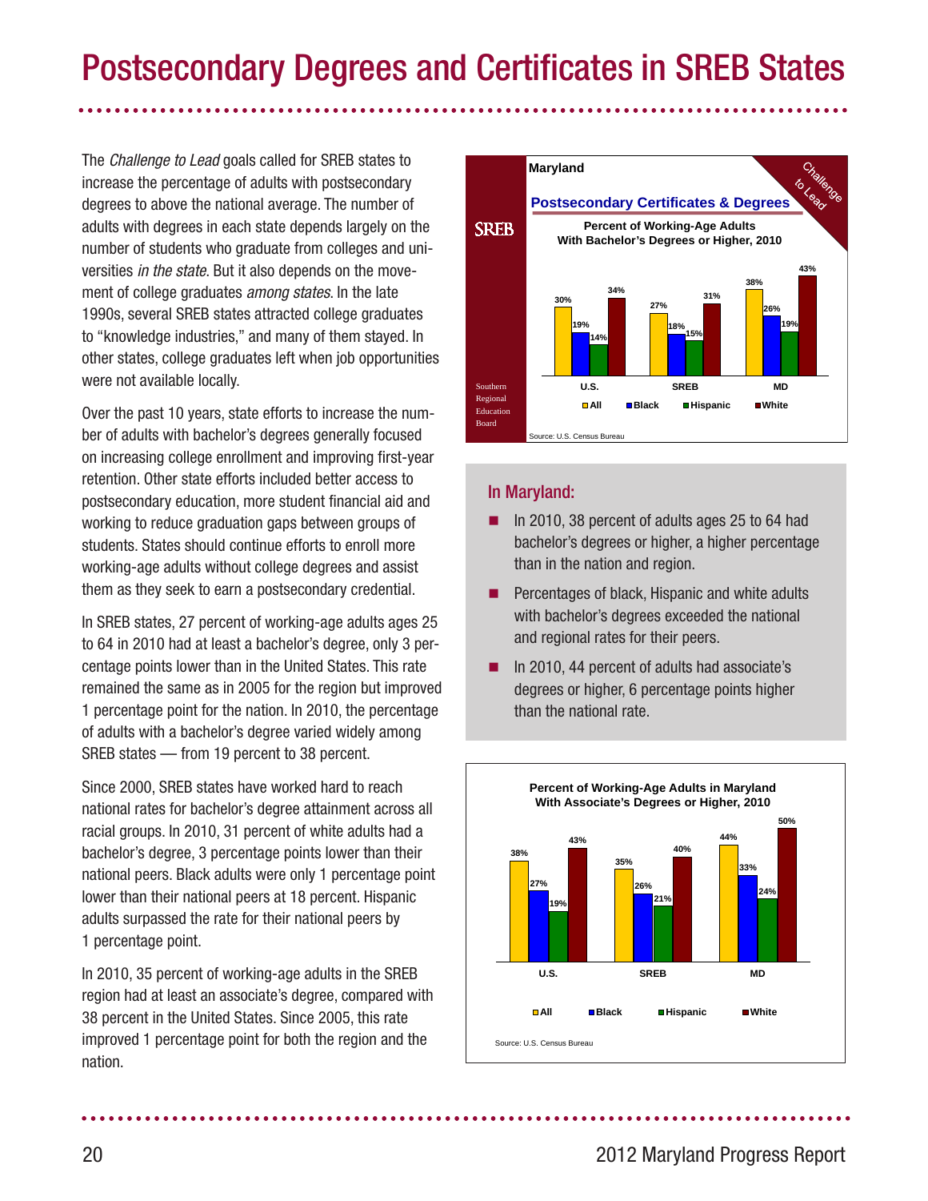# Postsecondary Degrees and Certificates in SREB States

The *Challenge to Lead* goals called for SREB states to increase the percentage of adults with postsecondary degrees to above the national average. The number of adults with degrees in each state depends largely on the number of students who graduate from colleges and universities *in the state*. But it also depends on the movement of college graduates *among states*. In the late 1990s, several SREB states attracted college graduates to "knowledge industries," and many of them stayed. In other states, college graduates left when job opportunities were not available locally.

Over the past 10 years, state efforts to increase the number of adults with bachelor's degrees generally focused on increasing college enrollment and improving first-year retention. Other state efforts included better access to postsecondary education, more student financial aid and working to reduce graduation gaps between groups of students. States should continue efforts to enroll more working-age adults without college degrees and assist them as they seek to earn a postsecondary credential.

In SREB states, 27 percent of working-age adults ages 25 to 64 in 2010 had at least a bachelor's degree, only 3 percentage points lower than in the United States. This rate remained the same as in 2005 for the region but improved 1 percentage point for the nation. In 2010, the percentage of adults with a bachelor's degree varied widely among SREB states — from 19 percent to 38 percent.

Since 2000, SREB states have worked hard to reach national rates for bachelor's degree attainment across all racial groups. In 2010, 31 percent of white adults had a bachelor's degree, 3 percentage points lower than their national peers. Black adults were only 1 percentage point lower than their national peers at 18 percent. Hispanic adults surpassed the rate for their national peers by 1 percentage point.

In 2010, 35 percent of working-age adults in the SREB region had at least an associate's degree, compared with 38 percent in the United States. Since 2005, this rate improved 1 percentage point for both the region and the nation.

**Maryland**

**Postsecondary Certificates & Degrees**

**Percent of Working-Age Adults With Bachelor's Degrees or Higher, 2010**

| | All | Black | Hispanic | White |
|---|---|---|---|---|
| U.S. | 30% | 19% | 14% | 34% |
| SREB | 27% | 18% | 15% | 31% |
| MD | 38% | 26% | 19% | 43% |

Source: U.S. Census Bureau

## In Maryland:

- In 2010, 38 percent of adults ages 25 to 64 had bachelor's degrees or higher, a higher percentage than in the nation and region.
- Percentages of black, Hispanic and white adults with bachelor's degrees exceeded the national and regional rates for their peers.
- In 2010, 44 percent of adults had associate's degrees or higher, 6 percentage points higher than the national rate.

**Percent of Working-Age Adults in Maryland With Associate's Degrees or Higher, 2010**

| | All | Black | Hispanic | White |
|---|---|---|---|---|
| U.S. | 38% | 27% | 19% | 43% |
| SREB | 35% | 26% | 21% | 40% |
| MD | 44% | 33% | 24% | 50% |

Source: U.S. Census Bureau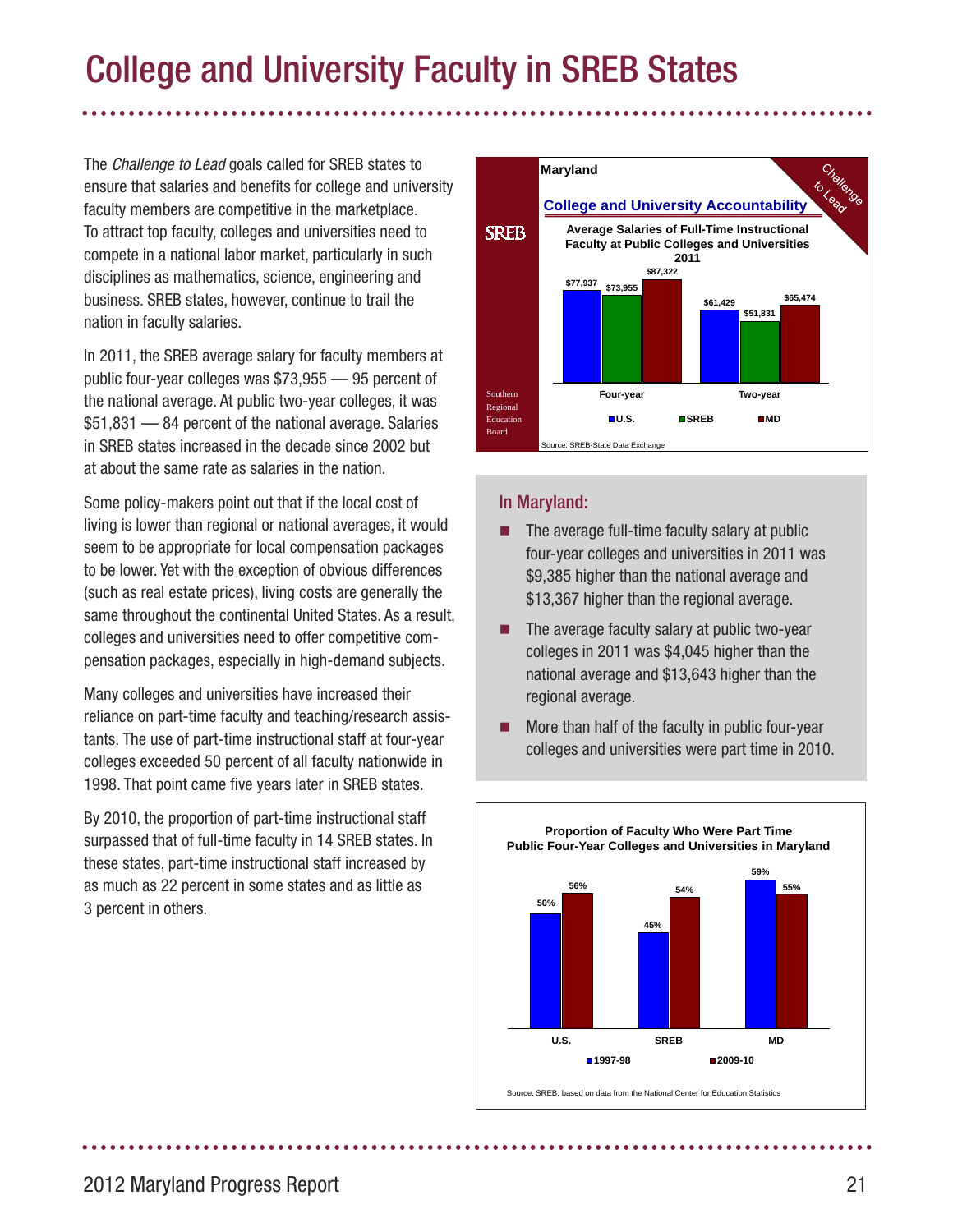# College and University Faculty in SREB States

The *Challenge to Lead* goals called for SREB states to ensure that salaries and benefits for college and university faculty members are competitive in the marketplace. To attract top faculty, colleges and universities need to compete in a national labor market, particularly in such disciplines as mathematics, science, engineering and business. SREB states, however, continue to trail the nation in faculty salaries.

In 2011, the SREB average salary for faculty members at public four-year colleges was $73,955 — 95 percent of the national average. At public two-year colleges, it was $51,831 — 84 percent of the national average. Salaries in SREB states increased in the decade since 2002 but at about the same rate as salaries in the nation.

Some policy-makers point out that if the local cost of living is lower than regional or national averages, it would seem to be appropriate for local compensation packages to be lower. Yet with the exception of obvious differences (such as real estate prices), living costs are generally the same throughout the continental United States. As a result, colleges and universities need to offer competitive compensation packages, especially in high-demand subjects.

Many colleges and universities have increased their reliance on part-time faculty and teaching/research assistants. The use of part-time instructional staff at four-year colleges exceeded 50 percent of all faculty nationwide in 1998. That point came five years later in SREB states.

By 2010, the proportion of part-time instructional staff surpassed that of full-time faculty in 14 SREB states. In these states, part-time instructional staff increased by as much as 22 percent in some states and as little as 3 percent in others.

**Maryland**

**College and University Accountability**

**Average Salaries of Full-Time Instructional Faculty at Public Colleges and Universities 2011**

| | U.S. | SREB | MD |
|---|---|---|---|
| Four-year | $77,937 | $73,955 | $87,322 |
| Two-year | $61,429 | $51,831 | $65,474 |

Source: SREB-State Data Exchange

## In Maryland:

- The average full-time faculty salary at public four-year colleges and universities in 2011 was $9,385 higher than the national average and $13,367 higher than the regional average.
- The average faculty salary at public two-year colleges in 2011 was $4,045 higher than the national average and $13,643 higher than the regional average.
- More than half of the faculty in public four-year colleges and universities were part time in 2010.

**Proportion of Faculty Who Were Part Time Public Four-Year Colleges and Universities in Maryland**

| | 1997-98 | 2009-10 |
|---|---|---|
| U.S. | 50% | 56% |
| SREB | 45% | 54% |
| MD | 59% | 55% |

Source: SREB, based on data from the National Center for Education Statistics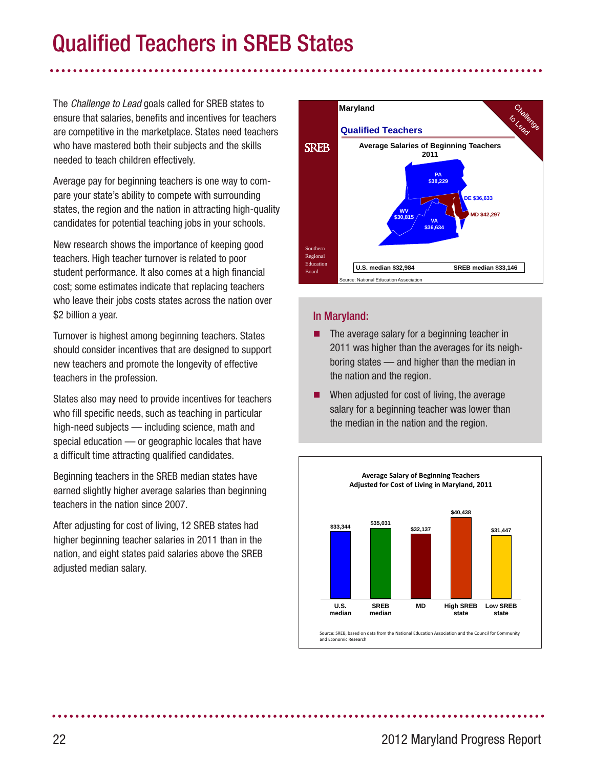# Qualified Teachers in SREB States

The *Challenge to Lead* goals called for SREB states to ensure that salaries, benefits and incentives for teachers are competitive in the marketplace. States need teachers who have mastered both their subjects and the skills needed to teach children effectively.

Average pay for beginning teachers is one way to compare your state's ability to compete with surrounding states, the region and the nation in attracting high-quality candidates for potential teaching jobs in your schools.

New research shows the importance of keeping good teachers. High teacher turnover is related to poor student performance. It also comes at a high financial cost; some estimates indicate that replacing teachers who leave their jobs costs states across the nation over $2 billion a year.

Turnover is highest among beginning teachers. States should consider incentives that are designed to support new teachers and promote the longevity of effective teachers in the profession.

States also may need to provide incentives for teachers who fill specific needs, such as teaching in particular high-need subjects — including science, math and special education — or geographic locales that have a difficult time attracting qualified candidates.

Beginning teachers in the SREB median states have earned slightly higher average salaries than beginning teachers in the nation since 2007.

After adjusting for cost of living, 12 SREB states had higher beginning teacher salaries in 2011 than in the nation, and eight states paid salaries above the SREB adjusted median salary.

**Maryland**

**Qualified Teachers**

**Average Salaries of Beginning Teachers 2011**

| State | Salary |
|---|---|
| PA | $38,229 |
| DE | $36,633 |
| MD | $42,297 |
| WV | $30,815 |
| VA | $36,634 |

U.S. median $32,984 | SREB median $33,146

Source: National Education Association

## In Maryland:

- The average salary for a beginning teacher in 2011 was higher than the averages for its neighboring states — and higher than the median in the nation and the region.
- When adjusted for cost of living, the average salary for a beginning teacher was lower than the median in the nation and the region.

**Average Salary of Beginning Teachers Adjusted for Cost of Living in Maryland, 2011**

| U.S. median | SREB median | MD | High SREB state | Low SREB state |
|---|---|---|---|---|
| $33,344 | $35,031 | $32,137 | $40,438 | $31,447 |

Source: SREB, based on data from the National Education Association and the Council for Community and Economic Research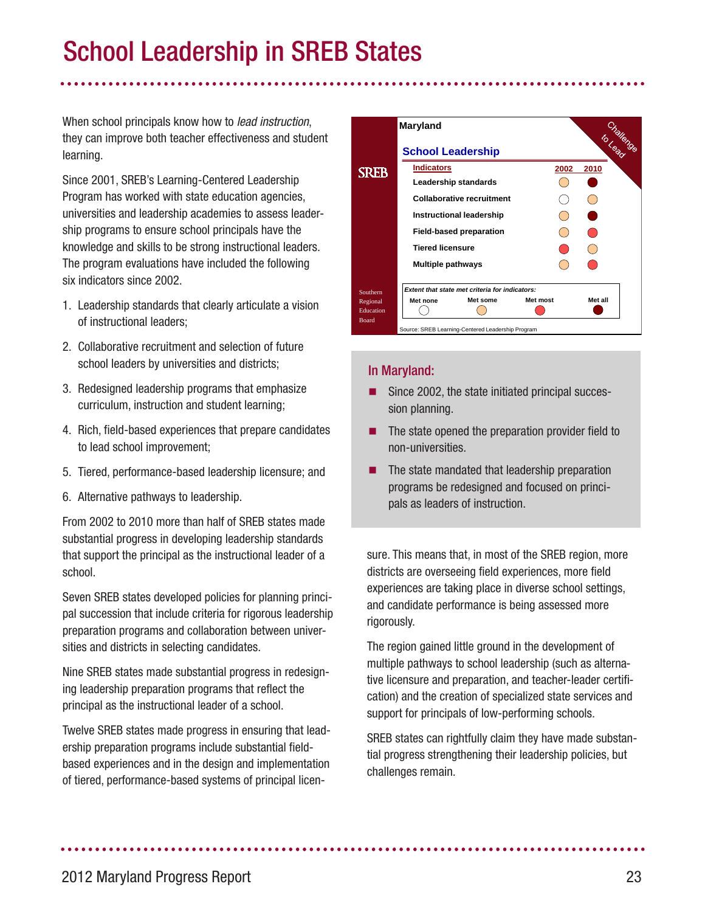# School Leadership in SREB States

When school principals know how to *lead instruction*, they can improve both teacher effectiveness and student learning.

Since 2001, SREB's Learning-Centered Leadership Program has worked with state education agencies, universities and leadership academies to assess leadership programs to ensure school principals have the knowledge and skills to be strong instructional leaders. The program evaluations have included the following six indicators since 2002.

1. Leadership standards that clearly articulate a vision of instructional leaders;
2. Collaborative recruitment and selection of future school leaders by universities and districts;
3. Redesigned leadership programs that emphasize curriculum, instruction and student learning;
4. Rich, field-based experiences that prepare candidates to lead school improvement;
5. Tiered, performance-based leadership licensure; and
6. Alternative pathways to leadership.

From 2002 to 2010 more than half of SREB states made substantial progress in developing leadership standards that support the principal as the instructional leader of a school.

Seven SREB states developed policies for planning principal succession that include criteria for rigorous leadership preparation programs and collaboration between universities and districts in selecting candidates.

Nine SREB states made substantial progress in redesigning leadership preparation programs that reflect the principal as the instructional leader of a school.

Twelve SREB states made progress in ensuring that leadership preparation programs include substantial field-based experiences and in the design and implementation of tiered, performance-based systems of principal licensure. This means that, in most of the SREB region, more districts are overseeing field experiences, more field experiences are taking place in diverse school settings, and candidate performance is being assessed more rigorously.

The region gained little ground in the development of multiple pathways to school leadership (such as alternative licensure and preparation, and teacher-leader certification) and the creation of specialized state services and support for principals of low-performing schools.

SREB states can rightfully claim they have made substantial progress strengthening their leadership policies, but challenges remain.

**Maryland**

**School Leadership**

| Indicators | 2002 | 2010 |
|---|---|---|
| Leadership standards | Met some | Met all |
| Collaborative recruitment | Met none | Met some |
| Instructional leadership | Met some | Met all |
| Field-based preparation | Met some | Met most |
| Tiered licensure | Met most | Met some |
| Multiple pathways | Met some | Met most |

*Extent that state met criteria for indicators:* Met none, Met some, Met most, Met all

Source: SREB Learning-Centered Leadership Program

### In Maryland:

- Since 2002, the state initiated principal succession planning.
- The state opened the preparation provider field to non-universities.
- The state mandated that leadership preparation programs be redesigned and focused on principals as leaders of instruction.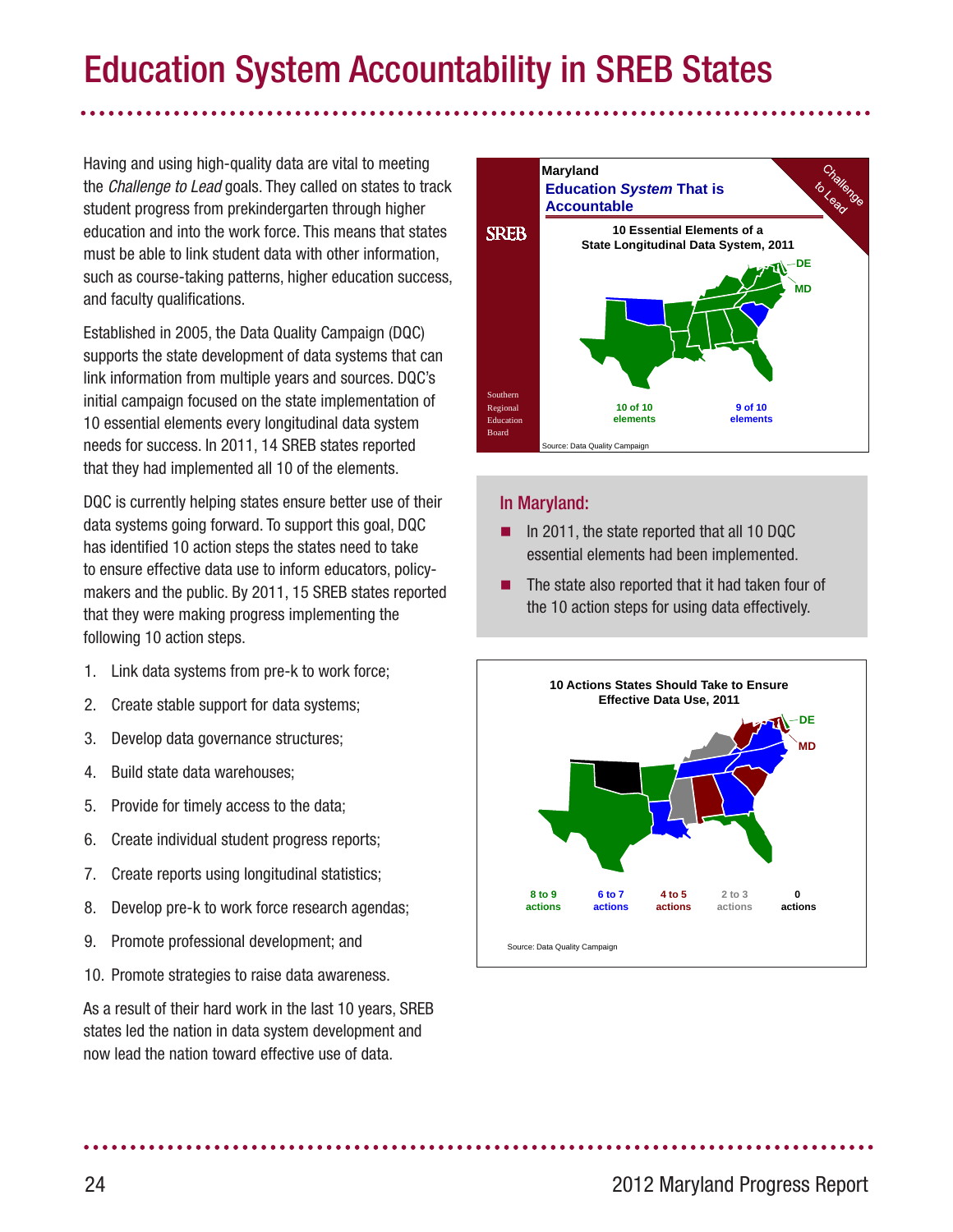# Education System Accountability in SREB States

Having and using high-quality data are vital to meeting the *Challenge to Lead* goals. They called on states to track student progress from prekindergarten through higher education and into the work force. This means that states must be able to link student data with other information, such as course-taking patterns, higher education success, and faculty qualifications.

Established in 2005, the Data Quality Campaign (DQC) supports the state development of data systems that can link information from multiple years and sources. DQC's initial campaign focused on the state implementation of 10 essential elements every longitudinal data system needs for success. In 2011, 14 SREB states reported that they had implemented all 10 of the elements.

DQC is currently helping states ensure better use of their data systems going forward. To support this goal, DQC has identified 10 action steps the states need to take to ensure effective data use to inform educators, policy-makers and the public. By 2011, 15 SREB states reported that they were making progress implementing the following 10 action steps.

1. Link data systems from pre-k to work force;
2. Create stable support for data systems;
3. Develop data governance structures;
4. Build state data warehouses;
5. Provide for timely access to the data;
6. Create individual student progress reports;
7. Create reports using longitudinal statistics;
8. Develop pre-k to work force research agendas;
9. Promote professional development; and
10. Promote strategies to raise data awareness.

As a result of their hard work in the last 10 years, SREB states led the nation in data system development and now lead the nation toward effective use of data.

**Maryland**
**Education *System* That is Accountable**

**10 Essential Elements of a State Longitudinal Data System, 2011**

DE, MD

10 of 10 elements | 9 of 10 elements

Source: Data Quality Campaign

## In Maryland:

- In 2011, the state reported that all 10 DQC essential elements had been implemented.
- The state also reported that it had taken four of the 10 action steps for using data effectively.

**10 Actions States Should Take to Ensure Effective Data Use, 2011**

DE, MD

8 to 9 actions | 6 to 7 actions | 4 to 5 actions | 2 to 3 actions | 0 actions

Source: Data Quality Campaign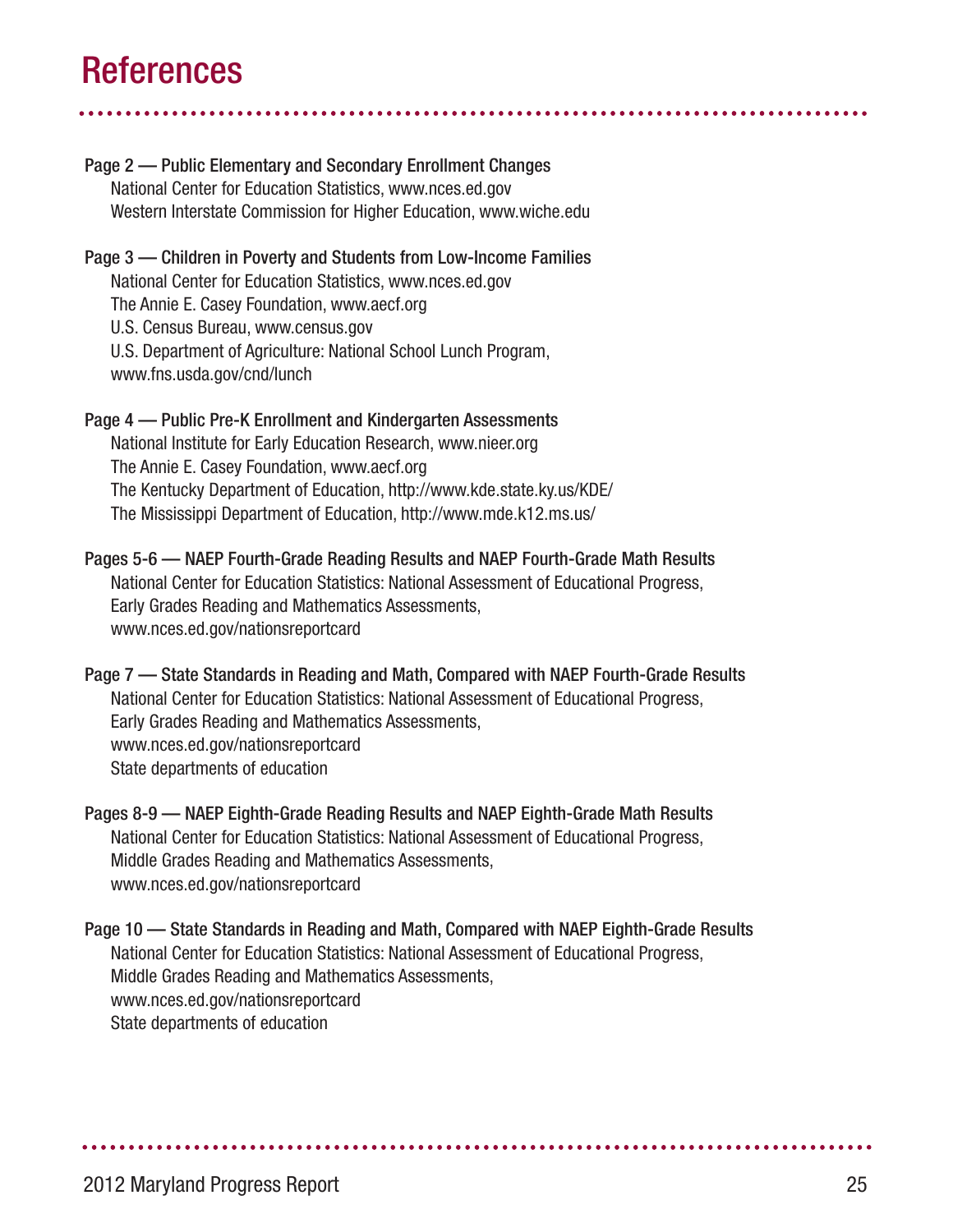# References

**Page 2 — Public Elementary and Secondary Enrollment Changes**
National Center for Education Statistics, www.nces.ed.gov
Western Interstate Commission for Higher Education, www.wiche.edu

**Page 3 — Children in Poverty and Students from Low-Income Families**
National Center for Education Statistics, www.nces.ed.gov
The Annie E. Casey Foundation, www.aecf.org
U.S. Census Bureau, www.census.gov
U.S. Department of Agriculture: National School Lunch Program, www.fns.usda.gov/cnd/lunch

**Page 4 — Public Pre-K Enrollment and Kindergarten Assessments**
National Institute for Early Education Research, www.nieer.org
The Annie E. Casey Foundation, www.aecf.org
The Kentucky Department of Education, http://www.kde.state.ky.us/KDE/
The Mississippi Department of Education, http://www.mde.k12.ms.us/

**Pages 5-6 — NAEP Fourth-Grade Reading Results and NAEP Fourth-Grade Math Results**
National Center for Education Statistics: National Assessment of Educational Progress, Early Grades Reading and Mathematics Assessments, www.nces.ed.gov/nationsreportcard

**Page 7 — State Standards in Reading and Math, Compared with NAEP Fourth-Grade Results**
National Center for Education Statistics: National Assessment of Educational Progress, Early Grades Reading and Mathematics Assessments, www.nces.ed.gov/nationsreportcard
State departments of education

**Pages 8-9 — NAEP Eighth-Grade Reading Results and NAEP Eighth-Grade Math Results**
National Center for Education Statistics: National Assessment of Educational Progress, Middle Grades Reading and Mathematics Assessments, www.nces.ed.gov/nationsreportcard

**Page 10 — State Standards in Reading and Math, Compared with NAEP Eighth-Grade Results**
National Center for Education Statistics: National Assessment of Educational Progress, Middle Grades Reading and Mathematics Assessments, www.nces.ed.gov/nationsreportcard
State departments of education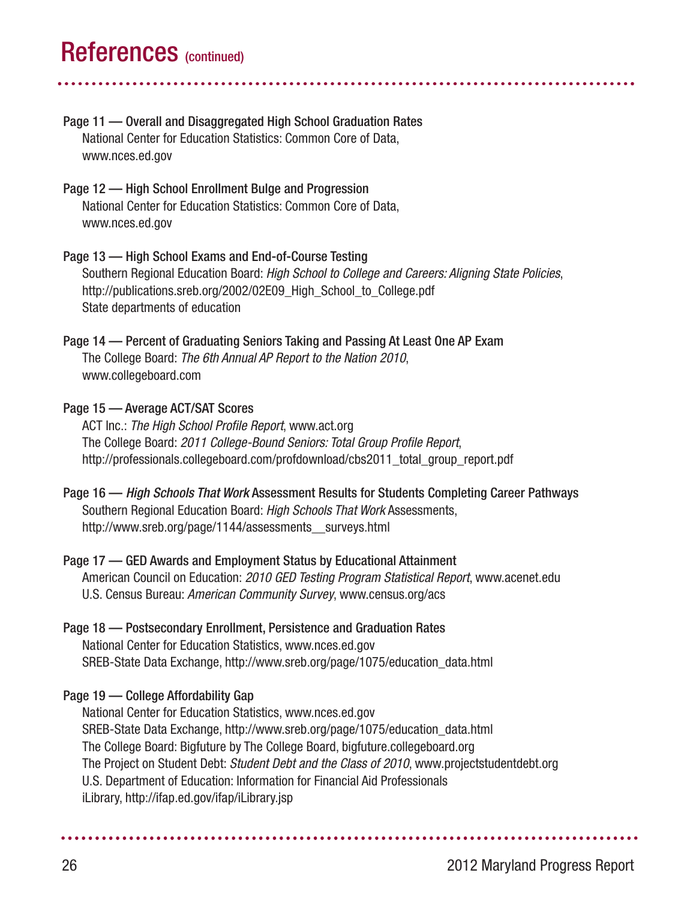# References (continued)

**Page 11 — Overall and Disaggregated High School Graduation Rates**
National Center for Education Statistics: Common Core of Data,
www.nces.ed.gov

**Page 12 — High School Enrollment Bulge and Progression**
National Center for Education Statistics: Common Core of Data,
www.nces.ed.gov

**Page 13 — High School Exams and End-of-Course Testing**
Southern Regional Education Board: *High School to College and Careers: Aligning State Policies*,
http://publications.sreb.org/2002/02E09_High_School_to_College.pdf
State departments of education

**Page 14 — Percent of Graduating Seniors Taking and Passing At Least One AP Exam**
The College Board: *The 6th Annual AP Report to the Nation 2010*,
www.collegeboard.com

**Page 15 — Average ACT/SAT Scores**
ACT Inc.: *The High School Profile Report*, www.act.org
The College Board: *2011 College-Bound Seniors: Total Group Profile Report*,
http://professionals.collegeboard.com/profdownload/cbs2011_total_group_report.pdf

**Page 16 — *High Schools That Work* Assessment Results for Students Completing Career Pathways**
Southern Regional Education Board: *High Schools That Work* Assessments,
http://www.sreb.org/page/1144/assessments__surveys.html

**Page 17 — GED Awards and Employment Status by Educational Attainment**
American Council on Education: *2010 GED Testing Program Statistical Report*, www.acenet.edu
U.S. Census Bureau: *American Community Survey*, www.census.org/acs

**Page 18 — Postsecondary Enrollment, Persistence and Graduation Rates**
National Center for Education Statistics, www.nces.ed.gov
SREB-State Data Exchange, http://www.sreb.org/page/1075/education_data.html

**Page 19 — College Affordability Gap**
National Center for Education Statistics, www.nces.ed.gov
SREB-State Data Exchange, http://www.sreb.org/page/1075/education_data.html
The College Board: Bigfuture by The College Board, bigfuture.collegeboard.org
The Project on Student Debt: *Student Debt and the Class of 2010*, www.projectstudentdebt.org
U.S. Department of Education: Information for Financial Aid Professionals
iLibrary, http://ifap.ed.gov/ifap/iLibrary.jsp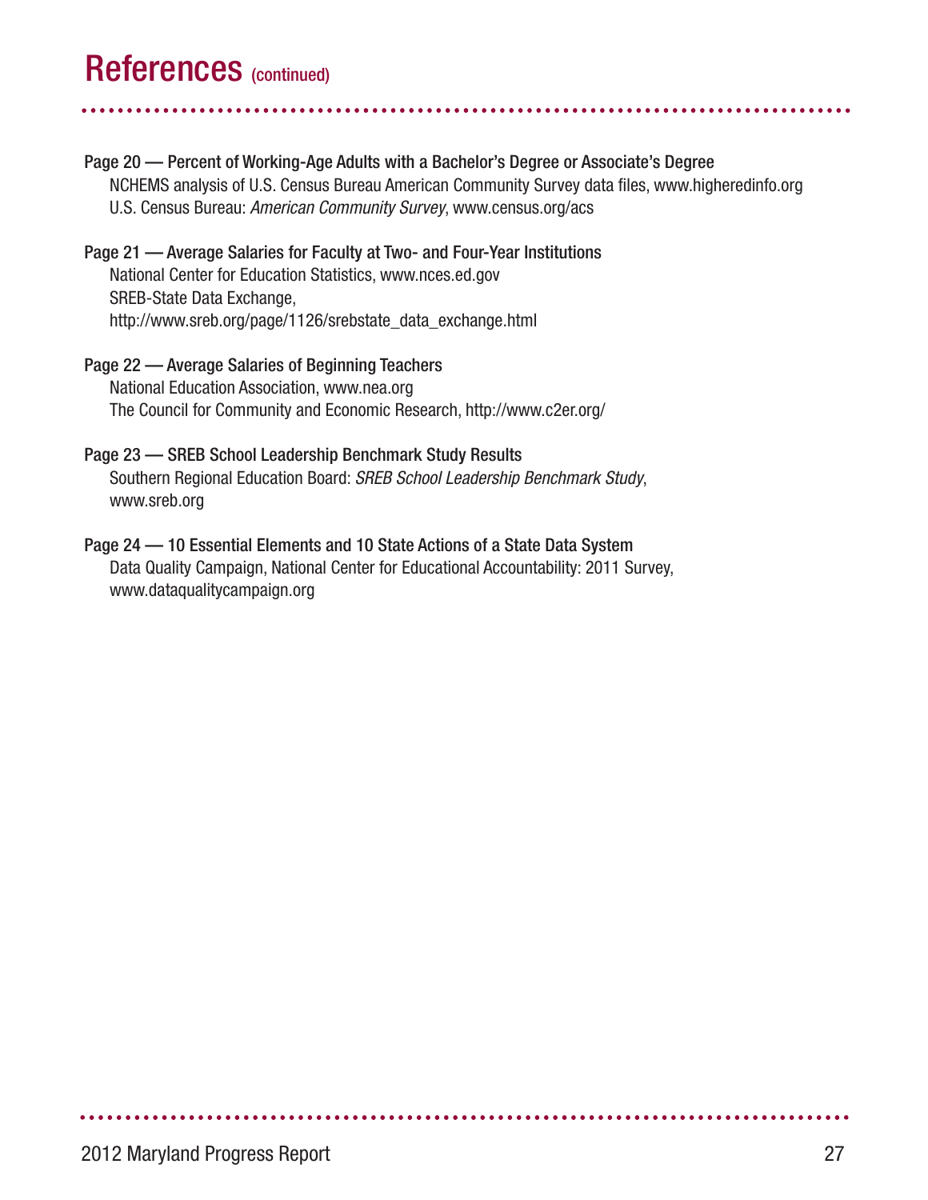# References (continued)

**Page 20 — Percent of Working-Age Adults with a Bachelor's Degree or Associate's Degree**
NCHEMS analysis of U.S. Census Bureau American Community Survey data files, www.higheredinfo.org
U.S. Census Bureau: *American Community Survey*, www.census.org/acs

**Page 21 — Average Salaries for Faculty at Two- and Four-Year Institutions**
National Center for Education Statistics, www.nces.ed.gov
SREB-State Data Exchange,
http://www.sreb.org/page/1126/srebstate_data_exchange.html

**Page 22 — Average Salaries of Beginning Teachers**
National Education Association, www.nea.org
The Council for Community and Economic Research, http://www.c2er.org/

**Page 23 — SREB School Leadership Benchmark Study Results**
Southern Regional Education Board: *SREB School Leadership Benchmark Study*,
www.sreb.org

**Page 24 — 10 Essential Elements and 10 State Actions of a State Data System**
Data Quality Campaign, National Center for Educational Accountability: 2011 Survey,
www.dataqualitycampaign.org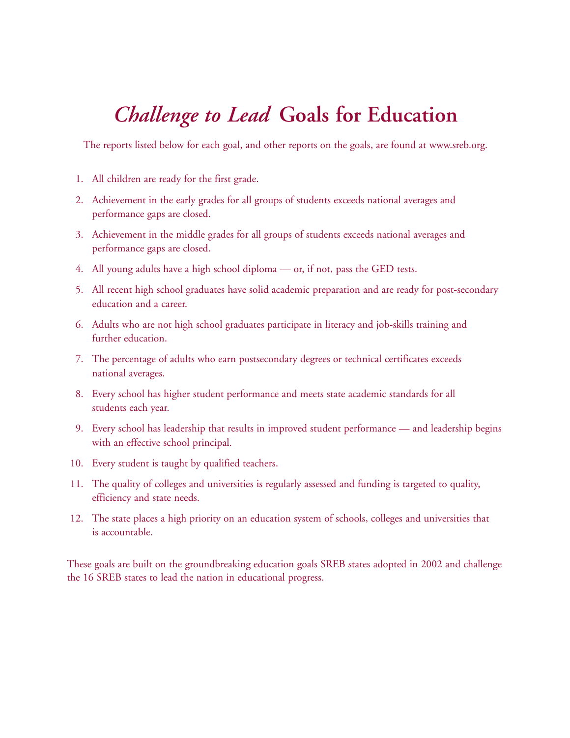# *Challenge to Lead* Goals for Education

The reports listed below for each goal, and other reports on the goals, are found at www.sreb.org.

1. All children are ready for the first grade.
2. Achievement in the early grades for all groups of students exceeds national averages and performance gaps are closed.
3. Achievement in the middle grades for all groups of students exceeds national averages and performance gaps are closed.
4. All young adults have a high school diploma — or, if not, pass the GED tests.
5. All recent high school graduates have solid academic preparation and are ready for post-secondary education and a career.
6. Adults who are not high school graduates participate in literacy and job-skills training and further education.
7. The percentage of adults who earn postsecondary degrees or technical certificates exceeds national averages.
8. Every school has higher student performance and meets state academic standards for all students each year.
9. Every school has leadership that results in improved student performance — and leadership begins with an effective school principal.
10. Every student is taught by qualified teachers.
11. The quality of colleges and universities is regularly assessed and funding is targeted to quality, efficiency and state needs.
12. The state places a high priority on an education system of schools, colleges and universities that is accountable.

These goals are built on the groundbreaking education goals SREB states adopted in 2002 and challenge the 16 SREB states to lead the nation in educational progress.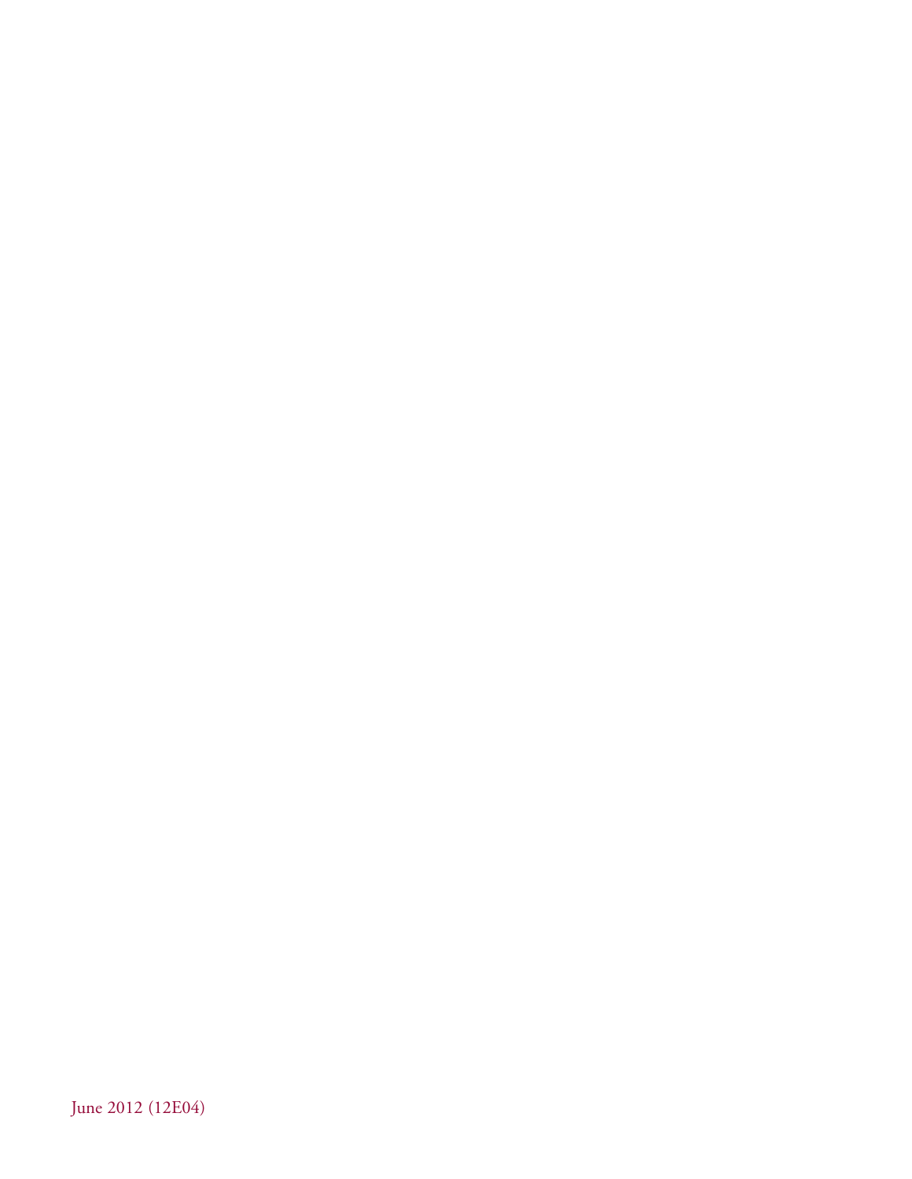June 2012 (12E04)